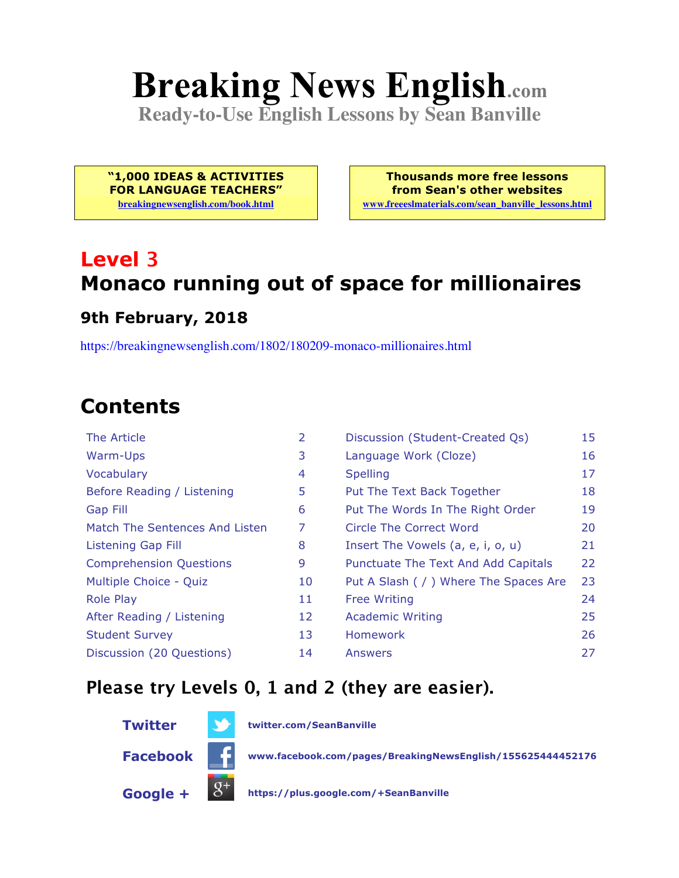# Breaking News English.com

**Ready-to-Use English Lessons by Sean Banville**

**"1,000 IDEAS & ACTIVITIES FOR LANGUAGE TEACHERS"**
breakingnewsenglish.com/book.html

**Thousands more free lessons from Sean's other websites**
www.freeeslmaterials.com/sean_banville_lessons.html

## Level 3

## Monaco running out of space for millionaires

### 9th February, 2018

https://breakingnewsenglish.com/1802/180209-monaco-millionaires.html

## Contents

| | | | |
|---|---|---|---|
| The Article | 2 | Discussion (Student-Created Qs) | 15 |
| Warm-Ups | 3 | Language Work (Cloze) | 16 |
| Vocabulary | 4 | Spelling | 17 |
| Before Reading / Listening | 5 | Put The Text Back Together | 18 |
| Gap Fill | 6 | Put The Words In The Right Order | 19 |
| Match The Sentences And Listen | 7 | Circle The Correct Word | 20 |
| Listening Gap Fill | 8 | Insert The Vowels (a, e, i, o, u) | 21 |
| Comprehension Questions | 9 | Punctuate The Text And Add Capitals | 22 |
| Multiple Choice - Quiz | 10 | Put A Slash ( / ) Where The Spaces Are | 23 |
| Role Play | 11 | Free Writing | 24 |
| After Reading / Listening | 12 | Academic Writing | 25 |
| Student Survey | 13 | Homework | 26 |
| Discussion (20 Questions) | 14 | Answers | 27 |

### Please try Levels 0, 1 and 2 (they are easier).

**Twitter** twitter.com/SeanBanville

**Facebook** www.facebook.com/pages/BreakingNewsEnglish/155625444452176

**Google +** https://plus.google.com/+SeanBanville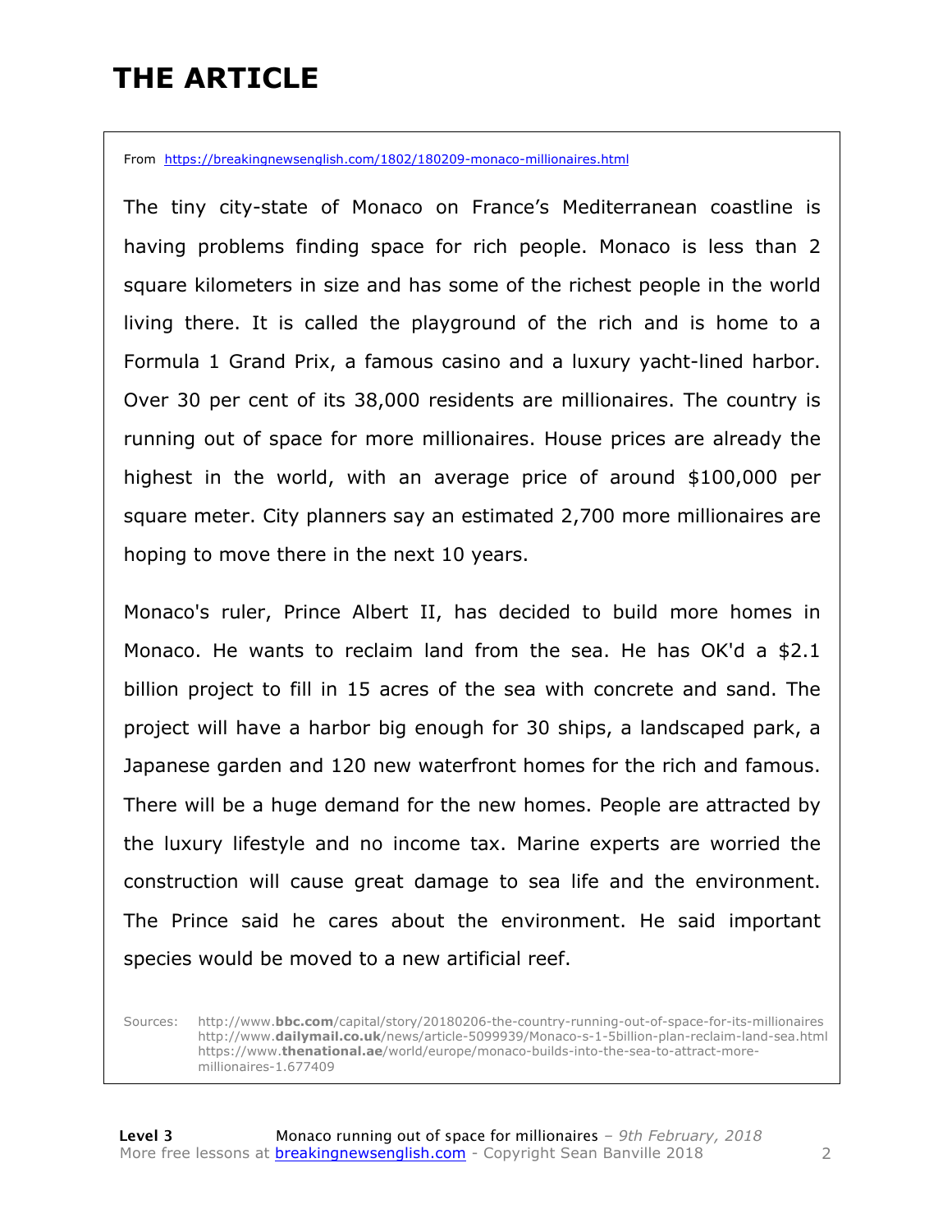# THE ARTICLE

From https://breakingnewsenglish.com/1802/180209-monaco-millionaires.html

The tiny city-state of Monaco on France's Mediterranean coastline is having problems finding space for rich people. Monaco is less than 2 square kilometers in size and has some of the richest people in the world living there. It is called the playground of the rich and is home to a Formula 1 Grand Prix, a famous casino and a luxury yacht-lined harbor. Over 30 per cent of its 38,000 residents are millionaires. The country is running out of space for more millionaires. House prices are already the highest in the world, with an average price of around $100,000 per square meter. City planners say an estimated 2,700 more millionaires are hoping to move there in the next 10 years.

Monaco's ruler, Prince Albert II, has decided to build more homes in Monaco. He wants to reclaim land from the sea. He has OK'd a $2.1 billion project to fill in 15 acres of the sea with concrete and sand. The project will have a harbor big enough for 30 ships, a landscaped park, a Japanese garden and 120 new waterfront homes for the rich and famous. There will be a huge demand for the new homes. People are attracted by the luxury lifestyle and no income tax. Marine experts are worried the construction will cause great damage to sea life and the environment. The Prince said he cares about the environment. He said important species would be moved to a new artificial reef.

Sources: http://www.**bbc.com**/capital/story/20180206-the-country-running-out-of-space-for-its-millionaires
http://www.**dailymail.co.uk**/news/article-5099939/Monaco-s-1-5billion-plan-reclaim-land-sea.html
https://www.**thenational.ae**/world/europe/monaco-builds-into-the-sea-to-attract-more-millionaires-1.677409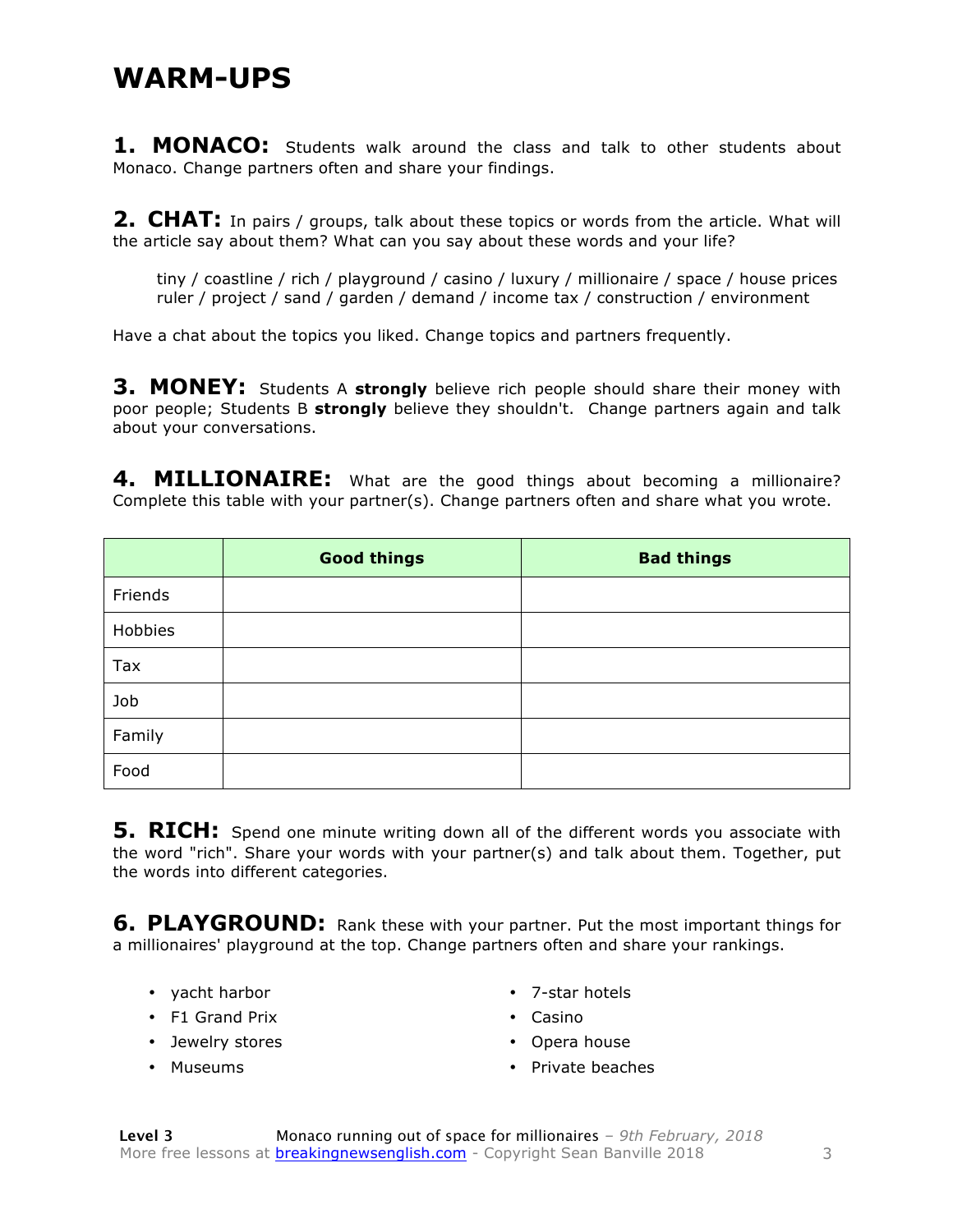# WARM-UPS

**1. MONACO:** Students walk around the class and talk to other students about Monaco. Change partners often and share your findings.

**2. CHAT:** In pairs / groups, talk about these topics or words from the article. What will the article say about them? What can you say about these words and your life?

tiny / coastline / rich / playground / casino / luxury / millionaire / space / house prices
ruler / project / sand / garden / demand / income tax / construction / environment

Have a chat about the topics you liked. Change topics and partners frequently.

**3. MONEY:** Students A **strongly** believe rich people should share their money with poor people; Students B **strongly** believe they shouldn't. Change partners again and talk about your conversations.

**4. MILLIONAIRE:** What are the good things about becoming a millionaire? Complete this table with your partner(s). Change partners often and share what you wrote.

| | Good things | Bad things |
|---|---|---|
| Friends | | |
| Hobbies | | |
| Tax | | |
| Job | | |
| Family | | |
| Food | | |

**5. RICH:** Spend one minute writing down all of the different words you associate with the word "rich". Share your words with your partner(s) and talk about them. Together, put the words into different categories.

**6. PLAYGROUND:** Rank these with your partner. Put the most important things for a millionaires' playground at the top. Change partners often and share your rankings.

- yacht harbor
- F1 Grand Prix
- Jewelry stores
- Museums
- 7-star hotels
- Casino
- Opera house
- Private beaches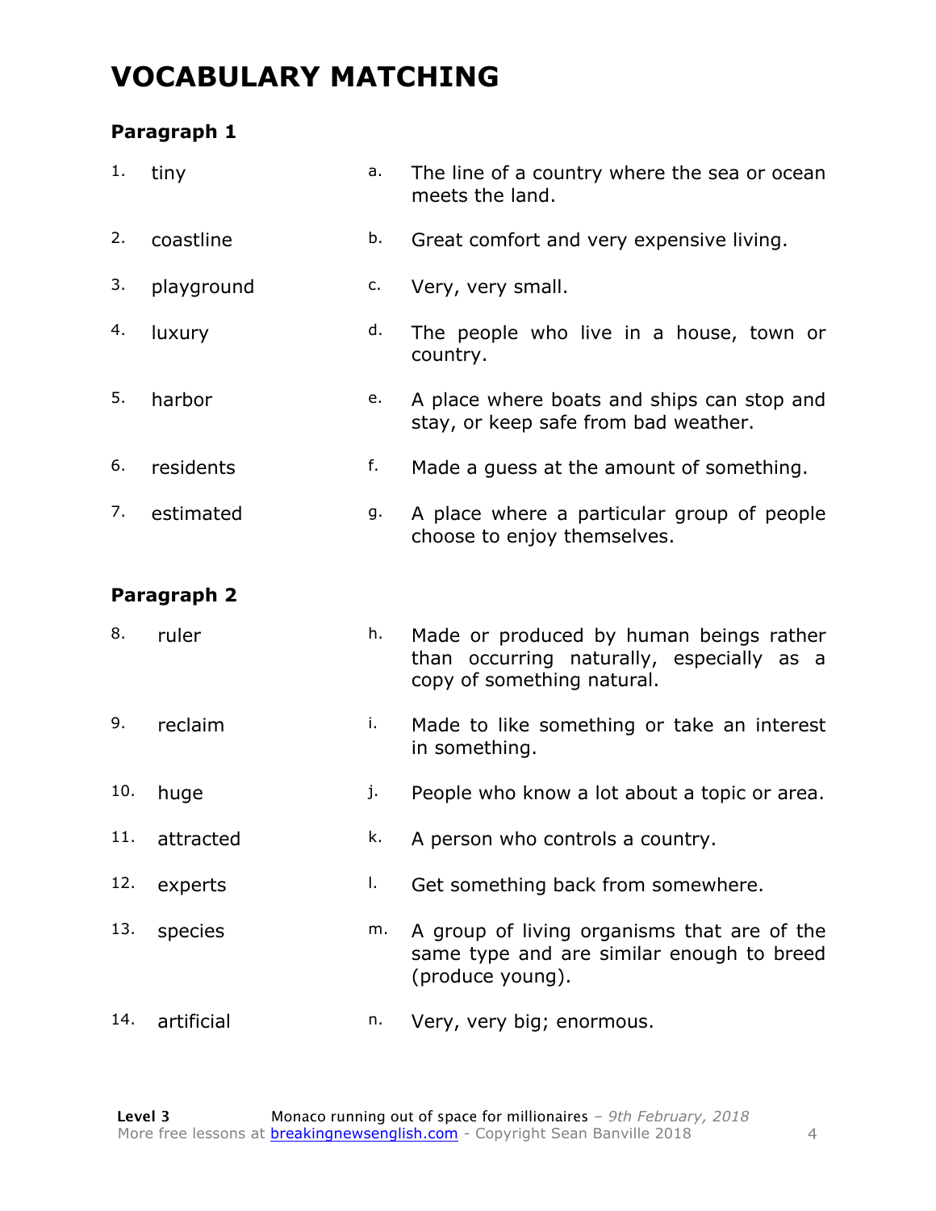# VOCABULARY MATCHING

### Paragraph 1

| | | | |
|---|---|---|---|
| 1. | tiny | a. | The line of a country where the sea or ocean meets the land. |
| 2. | coastline | b. | Great comfort and very expensive living. |
| 3. | playground | c. | Very, very small. |
| 4. | luxury | d. | The people who live in a house, town or country. |
| 5. | harbor | e. | A place where boats and ships can stop and stay, or keep safe from bad weather. |
| 6. | residents | f. | Made a guess at the amount of something. |
| 7. | estimated | g. | A place where a particular group of people choose to enjoy themselves. |

### Paragraph 2

| | | | |
|---|---|---|---|
| 8. | ruler | h. | Made or produced by human beings rather than occurring naturally, especially as a copy of something natural. |
| 9. | reclaim | i. | Made to like something or take an interest in something. |
| 10. | huge | j. | People who know a lot about a topic or area. |
| 11. | attracted | k. | A person who controls a country. |
| 12. | experts | l. | Get something back from somewhere. |
| 13. | species | m. | A group of living organisms that are of the same type and are similar enough to breed (produce young). |
| 14. | artificial | n. | Very, very big; enormous. |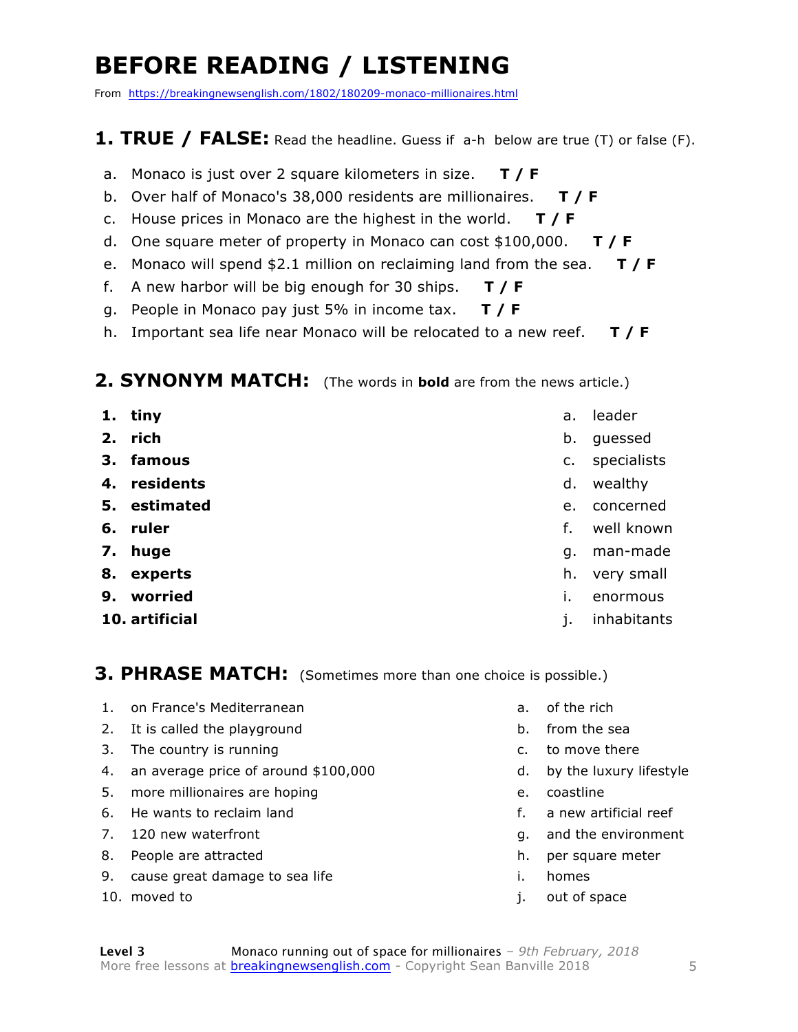# BEFORE READING / LISTENING

From https://breakingnewsenglish.com/1802/180209-monaco-millionaires.html

## 1. TRUE / FALSE: Read the headline. Guess if a-h below are true (T) or false (F).

a. Monaco is just over 2 square kilometers in size. **T / F**

b. Over half of Monaco's 38,000 residents are millionaires. **T / F**

c. House prices in Monaco are the highest in the world. **T / F**

d. One square meter of property in Monaco can cost $100,000. **T / F**

e. Monaco will spend $2.1 million on reclaiming land from the sea. **T / F**

f. A new harbor will be big enough for 30 ships. **T / F**

g. People in Monaco pay just 5% in income tax. **T / F**

h. Important sea life near Monaco will be relocated to a new reef. **T / F**

## 2. SYNONYM MATCH: (The words in **bold** are from the news article.)

1. **tiny**
2. **rich**
3. **famous**
4. **residents**
5. **estimated**
6. **ruler**
7. **huge**
8. **experts**
9. **worried**
10. **artificial**

a. leader
b. guessed
c. specialists
d. wealthy
e. concerned
f. well known
g. man-made
h. very small
i. enormous
j. inhabitants

## 3. PHRASE MATCH: (Sometimes more than one choice is possible.)

1. on France's Mediterranean
2. It is called the playground
3. The country is running
4. an average price of around $100,000
5. more millionaires are hoping
6. He wants to reclaim land
7. 120 new waterfront
8. People are attracted
9. cause great damage to sea life
10. moved to

a. of the rich
b. from the sea
c. to move there
d. by the luxury lifestyle
e. coastline
f. a new artificial reef
g. and the environment
h. per square meter
i. homes
j. out of space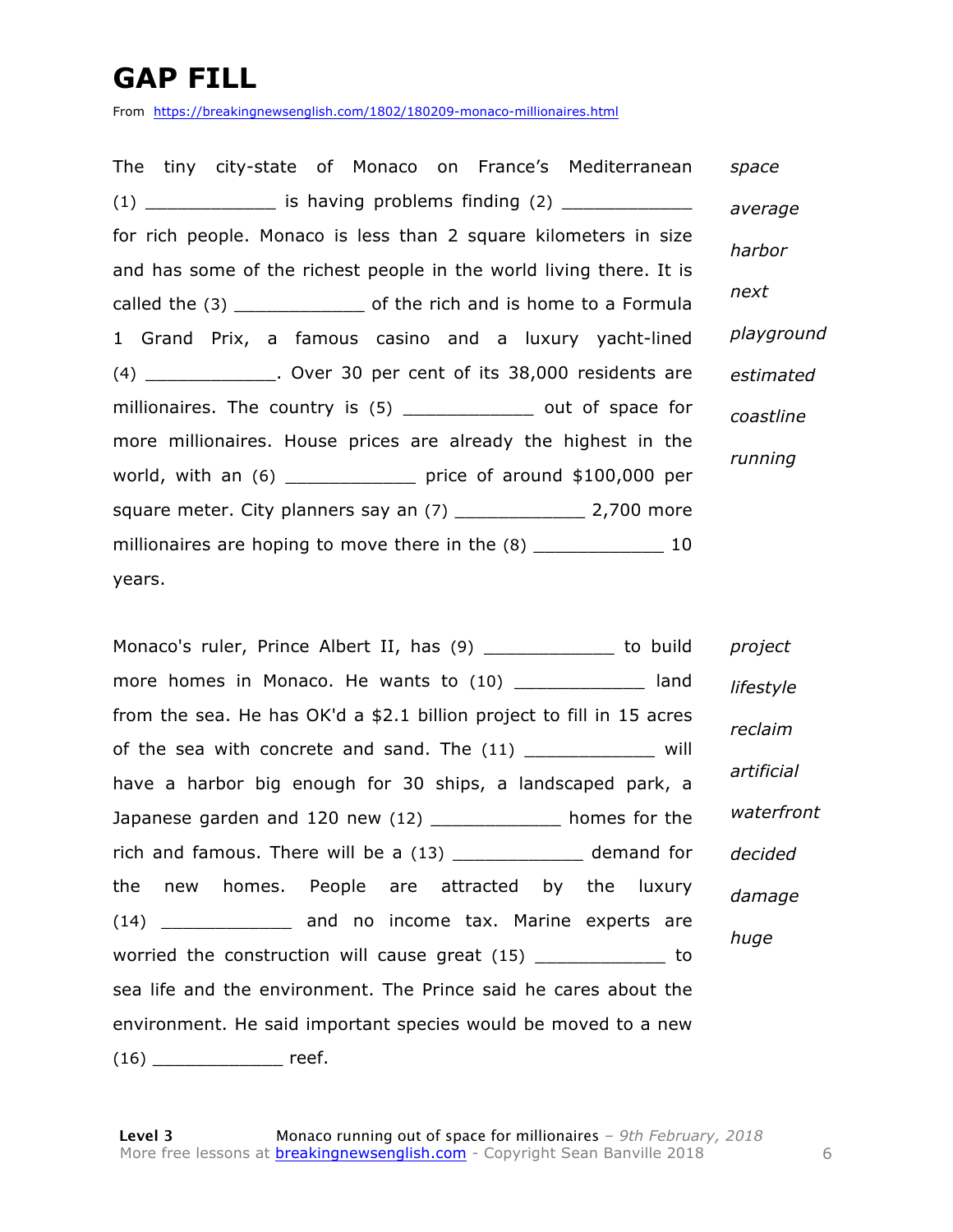# GAP FILL

From https://breakingnewsenglish.com/1802/180209-monaco-millionaires.html

The tiny city-state of Monaco on France's Mediterranean (1) ____________ is having problems finding (2) ____________ for rich people. Monaco is less than 2 square kilometers in size and has some of the richest people in the world living there. It is called the (3) ____________ of the rich and is home to a Formula 1 Grand Prix, a famous casino and a luxury yacht-lined (4) ____________. Over 30 per cent of its 38,000 residents are millionaires. The country is (5) ____________ out of space for more millionaires. House prices are already the highest in the world, with an (6) ____________ price of around $100,000 per square meter. City planners say an (7) ____________ 2,700 more millionaires are hoping to move there in the (8) ____________ 10 years.

*space*

*average*

*harbor*

*next*

*playground*

*estimated*

*coastline*

*running*

Monaco's ruler, Prince Albert II, has (9) ____________ to build more homes in Monaco. He wants to (10) ____________ land from the sea. He has OK'd a $2.1 billion project to fill in 15 acres of the sea with concrete and sand. The (11) ____________ will have a harbor big enough for 30 ships, a landscaped park, a Japanese garden and 120 new (12) ____________ homes for the rich and famous. There will be a (13) ____________ demand for the new homes. People are attracted by the luxury (14) ____________ and no income tax. Marine experts are worried the construction will cause great (15) ____________ to sea life and the environment. The Prince said he cares about the environment. He said important species would be moved to a new (16) ____________ reef.

*project*

*lifestyle*

*reclaim*

*artificial*

*waterfront*

*decided*

*damage*

*huge*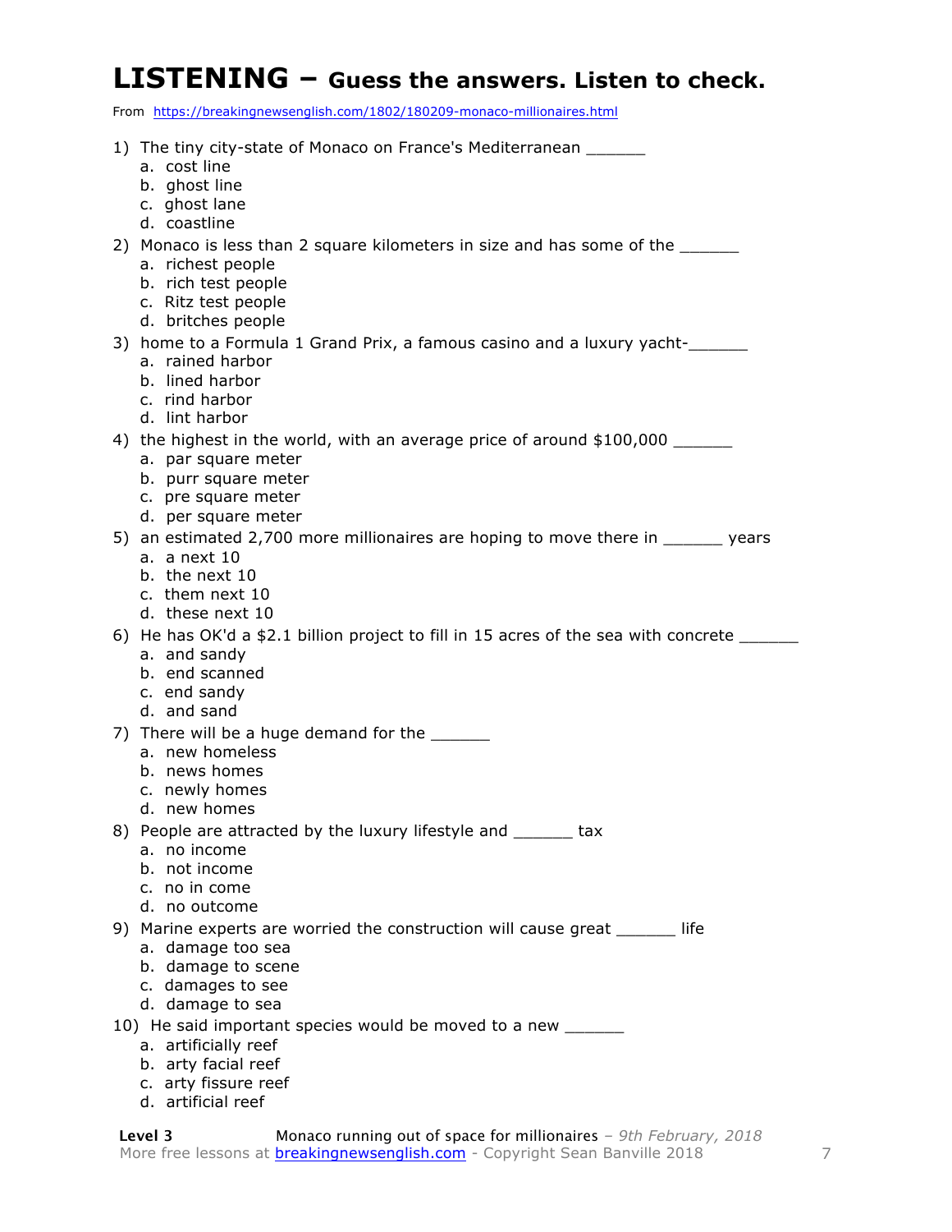# LISTENING – Guess the answers. Listen to check.

From https://breakingnewsenglish.com/1802/180209-monaco-millionaires.html

1) The tiny city-state of Monaco on France's Mediterranean ______
   a. cost line
   b. ghost line
   c. ghost lane
   d. coastline

2) Monaco is less than 2 square kilometers in size and has some of the ______
   a. richest people
   b. rich test people
   c. Ritz test people
   d. britches people

3) home to a Formula 1 Grand Prix, a famous casino and a luxury yacht-______
   a. rained harbor
   b. lined harbor
   c. rind harbor
   d. lint harbor

4) the highest in the world, with an average price of around $100,000 ______
   a. par square meter
   b. purr square meter
   c. pre square meter
   d. per square meter

5) an estimated 2,700 more millionaires are hoping to move there in ______ years
   a. a next 10
   b. the next 10
   c. them next 10
   d. these next 10

6) He has OK'd a $2.1 billion project to fill in 15 acres of the sea with concrete ______
   a. and sandy
   b. end scanned
   c. end sandy
   d. and sand

7) There will be a huge demand for the ______
   a. new homeless
   b. news homes
   c. newly homes
   d. new homes

8) People are attracted by the luxury lifestyle and ______ tax
   a. no income
   b. not income
   c. no in come
   d. no outcome

9) Marine experts are worried the construction will cause great ______ life
   a. damage too sea
   b. damage to scene
   c. damages to see
   d. damage to sea

10) He said important species would be moved to a new ______
   a. artificially reef
   b. arty facial reef
   c. arty fissure reef
   d. artificial reef

**Level 3** Monaco running out of space for millionaires – *9th February, 2018*
More free lessons at breakingnewsenglish.com - Copyright Sean Banville 2018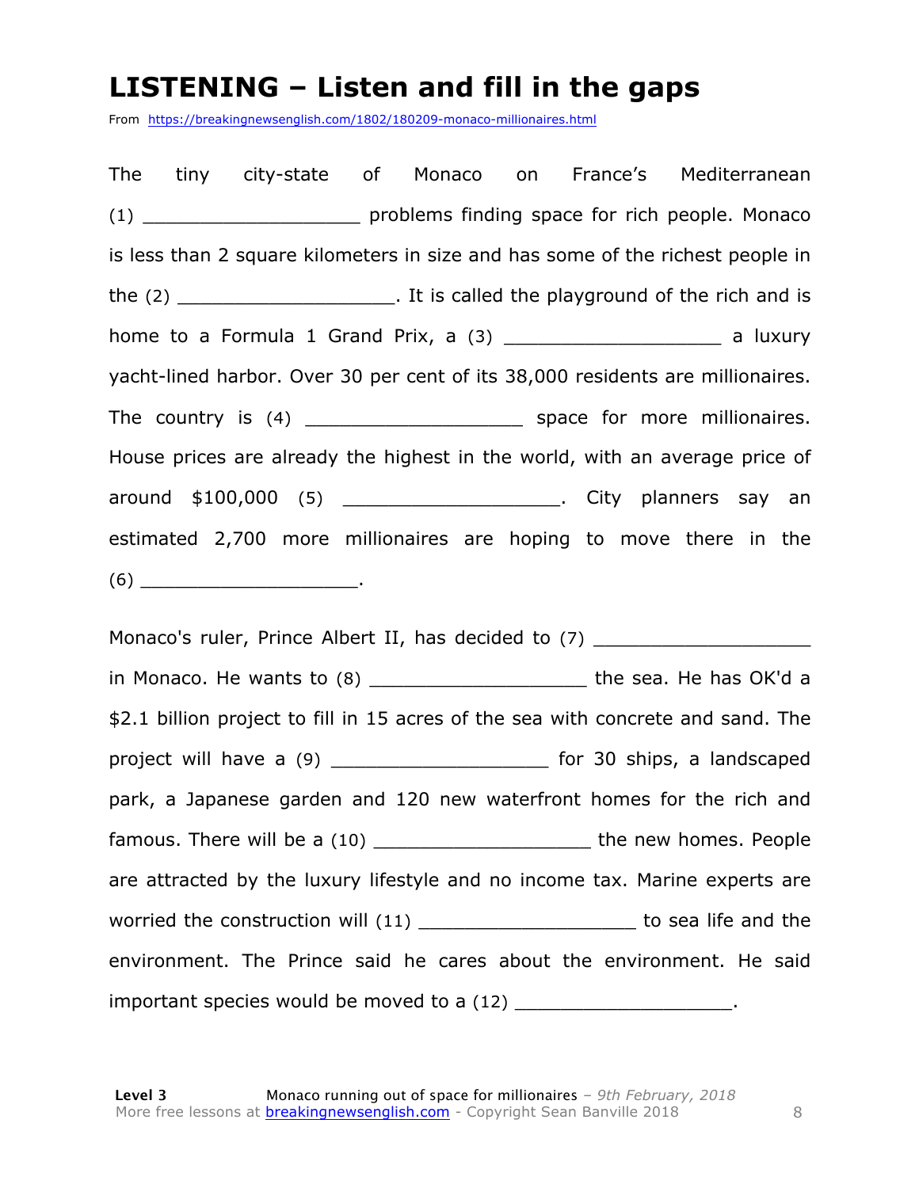# LISTENING – Listen and fill in the gaps

From https://breakingnewsenglish.com/1802/180209-monaco-millionaires.html

The tiny city-state of Monaco on France's Mediterranean (1) ___________________ problems finding space for rich people. Monaco is less than 2 square kilometers in size and has some of the richest people in the (2) ___________________. It is called the playground of the rich and is home to a Formula 1 Grand Prix, a (3) ___________________ a luxury yacht-lined harbor. Over 30 per cent of its 38,000 residents are millionaires. The country is (4) ___________________ space for more millionaires. House prices are already the highest in the world, with an average price of around $100,000 (5) ___________________. City planners say an estimated 2,700 more millionaires are hoping to move there in the (6) ___________________.

Monaco's ruler, Prince Albert II, has decided to (7) ___________________ in Monaco. He wants to (8) ___________________ the sea. He has OK'd a $2.1 billion project to fill in 15 acres of the sea with concrete and sand. The project will have a (9) ___________________ for 30 ships, a landscaped park, a Japanese garden and 120 new waterfront homes for the rich and famous. There will be a (10) ___________________ the new homes. People are attracted by the luxury lifestyle and no income tax. Marine experts are worried the construction will (11) ___________________ to sea life and the environment. The Prince said he cares about the environment. He said important species would be moved to a (12) ___________________.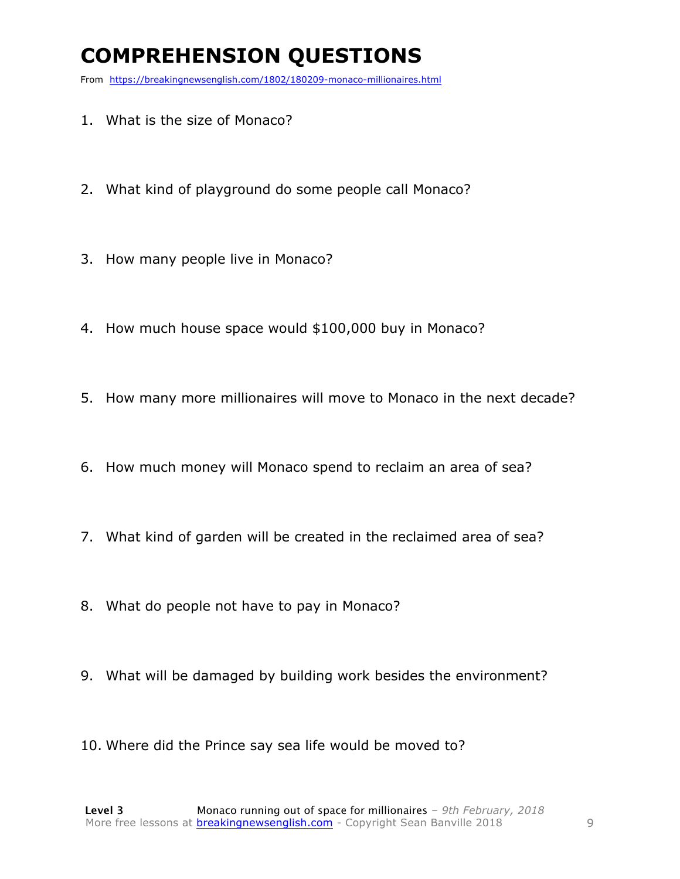# COMPREHENSION QUESTIONS

From https://breakingnewsenglish.com/1802/180209-monaco-millionaires.html

1. What is the size of Monaco?

2. What kind of playground do some people call Monaco?

3. How many people live in Monaco?

4. How much house space would $100,000 buy in Monaco?

5. How many more millionaires will move to Monaco in the next decade?

6. How much money will Monaco spend to reclaim an area of sea?

7. What kind of garden will be created in the reclaimed area of sea?

8. What do people not have to pay in Monaco?

9. What will be damaged by building work besides the environment?

10. Where did the Prince say sea life would be moved to?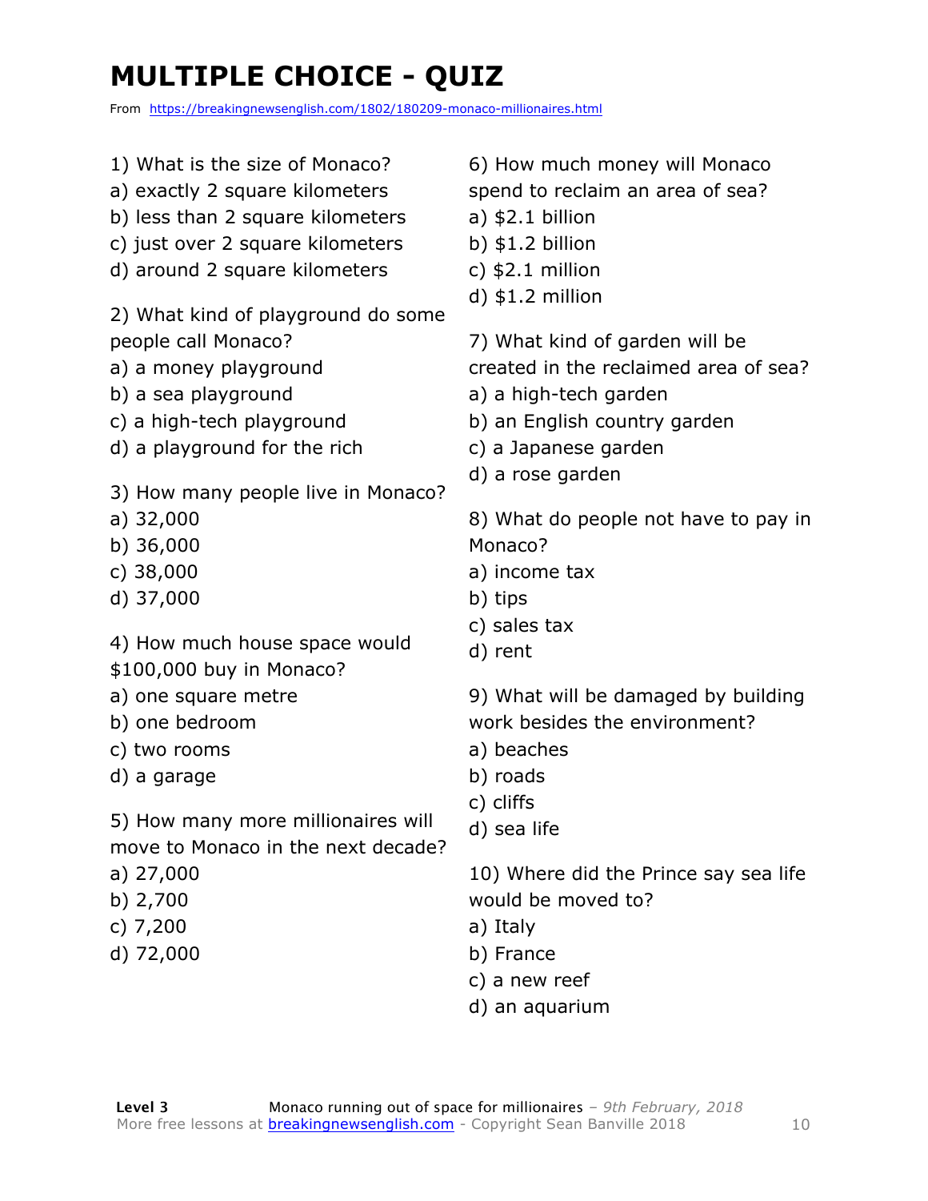# MULTIPLE CHOICE - QUIZ

From https://breakingnewsenglish.com/1802/180209-monaco-millionaires.html

1) What is the size of Monaco?
a) exactly 2 square kilometers
b) less than 2 square kilometers
c) just over 2 square kilometers
d) around 2 square kilometers

2) What kind of playground do some people call Monaco?
a) a money playground
b) a sea playground
c) a high-tech playground
d) a playground for the rich

3) How many people live in Monaco?
a) 32,000
b) 36,000
c) 38,000
d) 37,000

4) How much house space would $100,000 buy in Monaco?
a) one square metre
b) one bedroom
c) two rooms
d) a garage

5) How many more millionaires will move to Monaco in the next decade?
a) 27,000
b) 2,700
c) 7,200
d) 72,000

6) How much money will Monaco spend to reclaim an area of sea?
a) $2.1 billion
b) $1.2 billion
c) $2.1 million
d) $1.2 million

7) What kind of garden will be created in the reclaimed area of sea?
a) a high-tech garden
b) an English country garden
c) a Japanese garden
d) a rose garden

8) What do people not have to pay in Monaco?
a) income tax
b) tips
c) sales tax
d) rent

9) What will be damaged by building work besides the environment?
a) beaches
b) roads
c) cliffs
d) sea life

10) Where did the Prince say sea life would be moved to?
a) Italy
b) France
c) a new reef
d) an aquarium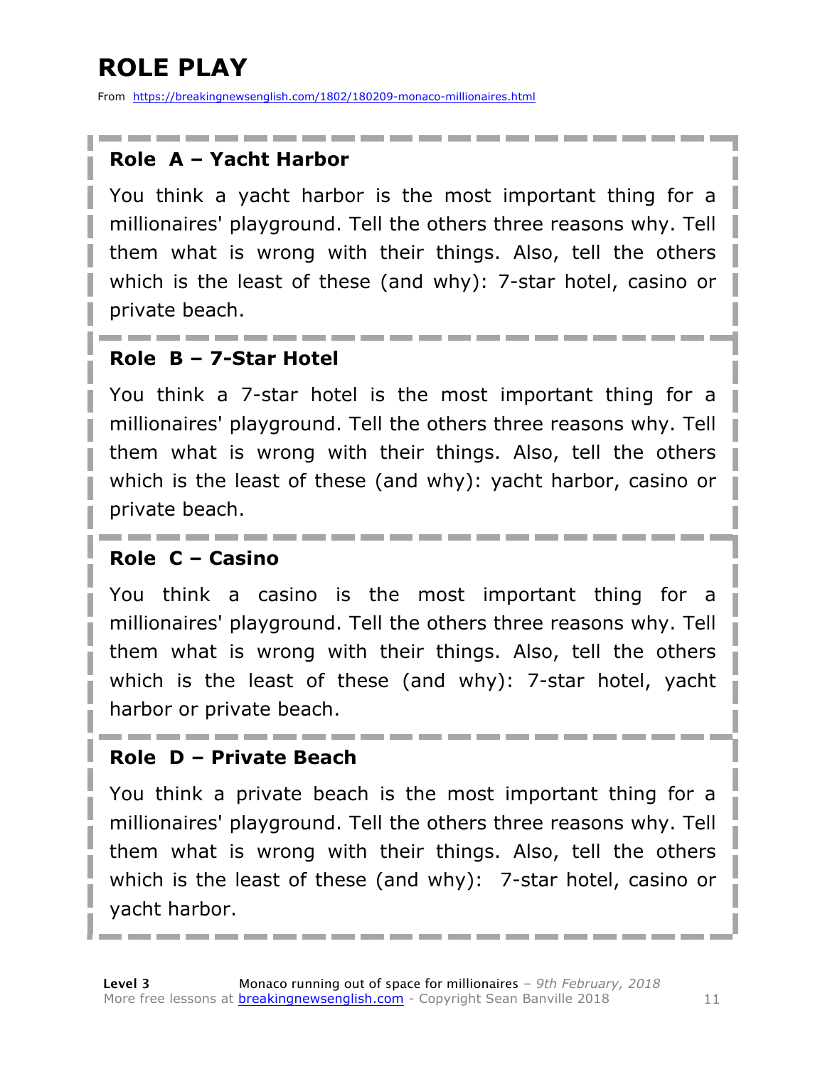# ROLE PLAY

From https://breakingnewsenglish.com/1802/180209-monaco-millionaires.html

### Role A – Yacht Harbor

You think a yacht harbor is the most important thing for a millionaires' playground. Tell the others three reasons why. Tell them what is wrong with their things. Also, tell the others which is the least of these (and why): 7-star hotel, casino or private beach.

### Role B – 7-Star Hotel

You think a 7-star hotel is the most important thing for a millionaires' playground. Tell the others three reasons why. Tell them what is wrong with their things. Also, tell the others which is the least of these (and why): yacht harbor, casino or private beach.

### Role C – Casino

You think a casino is the most important thing for a millionaires' playground. Tell the others three reasons why. Tell them what is wrong with their things. Also, tell the others which is the least of these (and why): 7-star hotel, yacht harbor or private beach.

### Role D – Private Beach

You think a private beach is the most important thing for a millionaires' playground. Tell the others three reasons why. Tell them what is wrong with their things. Also, tell the others which is the least of these (and why): 7-star hotel, casino or yacht harbor.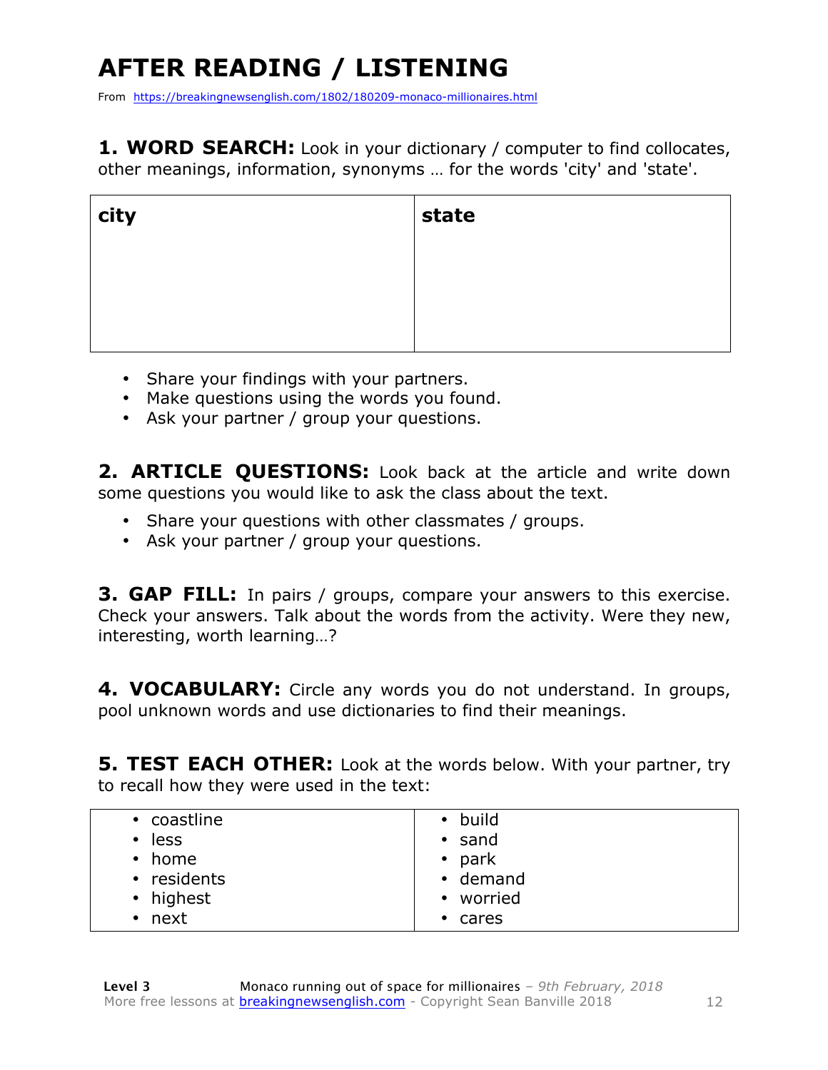# AFTER READING / LISTENING

From https://breakingnewsenglish.com/1802/180209-monaco-millionaires.html

**1. WORD SEARCH:** Look in your dictionary / computer to find collocates, other meanings, information, synonyms … for the words 'city' and 'state'.

| city | state |
|---|---|
| | |

- Share your findings with your partners.
- Make questions using the words you found.
- Ask your partner / group your questions.

**2. ARTICLE QUESTIONS:** Look back at the article and write down some questions you would like to ask the class about the text.

- Share your questions with other classmates / groups.
- Ask your partner / group your questions.

**3. GAP FILL:** In pairs / groups, compare your answers to this exercise. Check your answers. Talk about the words from the activity. Were they new, interesting, worth learning…?

**4. VOCABULARY:** Circle any words you do not understand. In groups, pool unknown words and use dictionaries to find their meanings.

**5. TEST EACH OTHER:** Look at the words below. With your partner, try to recall how they were used in the text:

| | |
|---|---|
| • coastline<br>• less<br>• home<br>• residents<br>• highest<br>• next | • build<br>• sand<br>• park<br>• demand<br>• worried<br>• cares |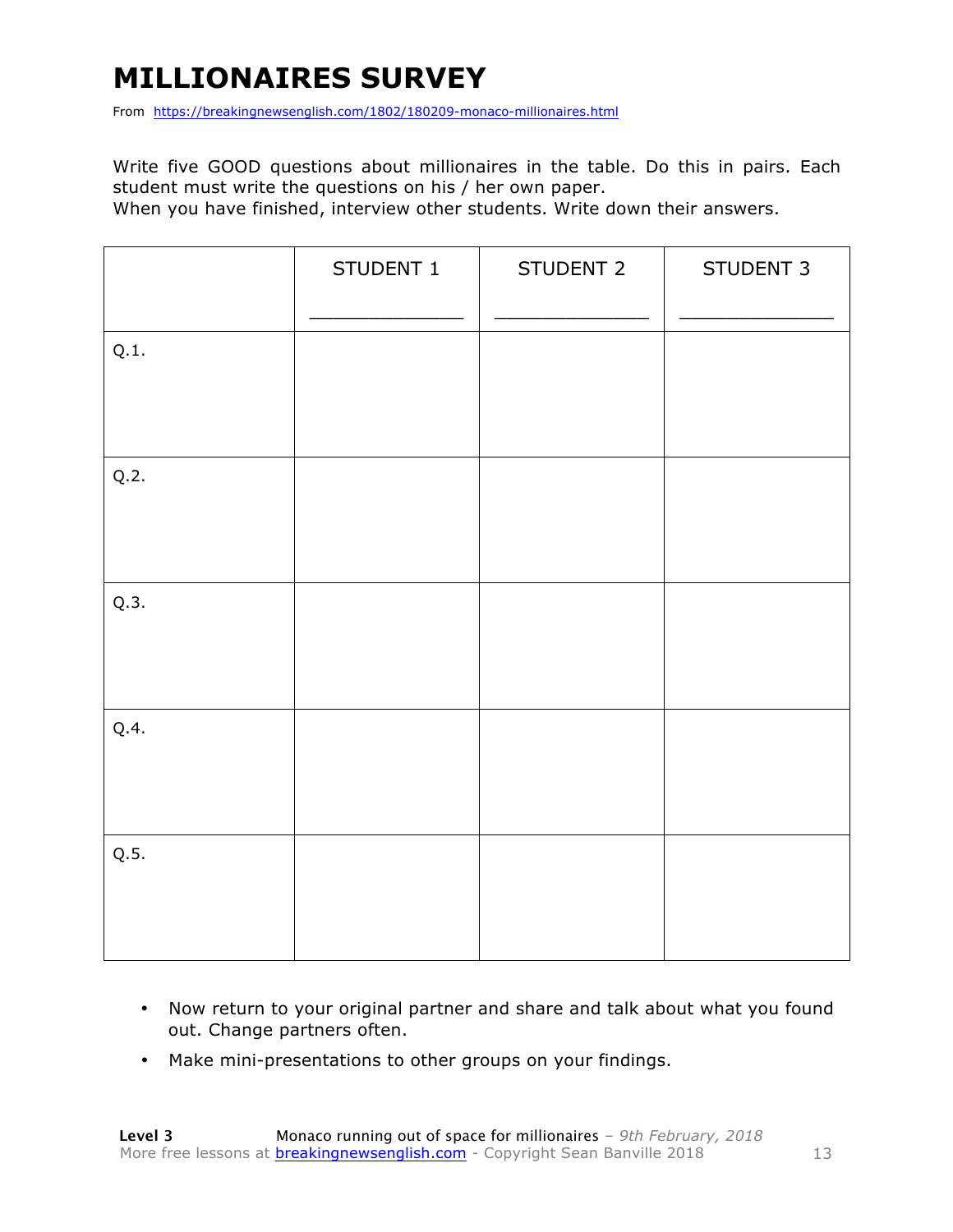# MILLIONAIRES SURVEY

From https://breakingnewsenglish.com/1802/180209-monaco-millionaires.html

Write five GOOD questions about millionaires in the table. Do this in pairs. Each student must write the questions on his / her own paper.
When you have finished, interview other students. Write down their answers.

| | STUDENT 1<br>_____________ | STUDENT 2<br>_____________ | STUDENT 3<br>_____________ |
|---|---|---|---|
| Q.1. | | | |
| Q.2. | | | |
| Q.3. | | | |
| Q.4. | | | |
| Q.5. | | | |

- Now return to your original partner and share and talk about what you found out. Change partners often.
- Make mini-presentations to other groups on your findings.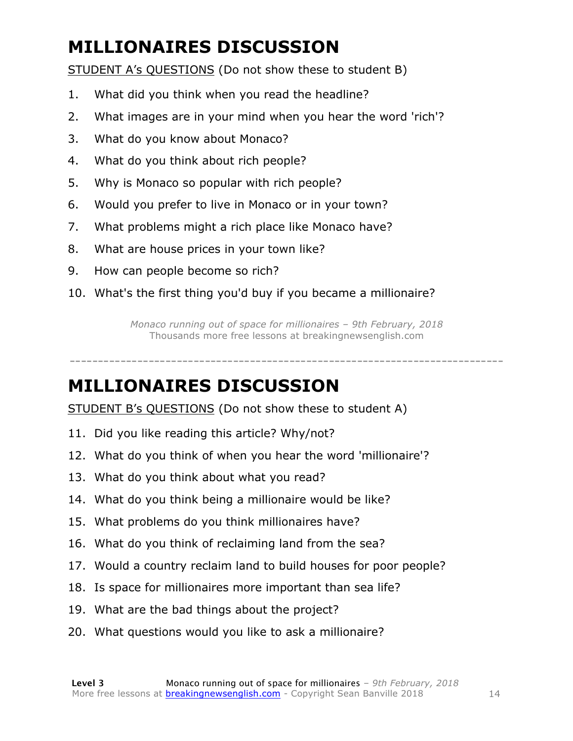# MILLIONAIRES DISCUSSION

STUDENT A's QUESTIONS (Do not show these to student B)

1. What did you think when you read the headline?
2. What images are in your mind when you hear the word 'rich'?
3. What do you know about Monaco?
4. What do you think about rich people?
5. Why is Monaco so popular with rich people?
6. Would you prefer to live in Monaco or in your town?
7. What problems might a rich place like Monaco have?
8. What are house prices in your town like?
9. How can people become so rich?
10. What's the first thing you'd buy if you became a millionaire?

*Monaco running out of space for millionaires – 9th February, 2018*
Thousands more free lessons at breakingnewsenglish.com

---

# MILLIONAIRES DISCUSSION

STUDENT B's QUESTIONS (Do not show these to student A)

11. Did you like reading this article? Why/not?
12. What do you think of when you hear the word 'millionaire'?
13. What do you think about what you read?
14. What do you think being a millionaire would be like?
15. What problems do you think millionaires have?
16. What do you think of reclaiming land from the sea?
17. Would a country reclaim land to build houses for poor people?
18. Is space for millionaires more important than sea life?
19. What are the bad things about the project?
20. What questions would you like to ask a millionaire?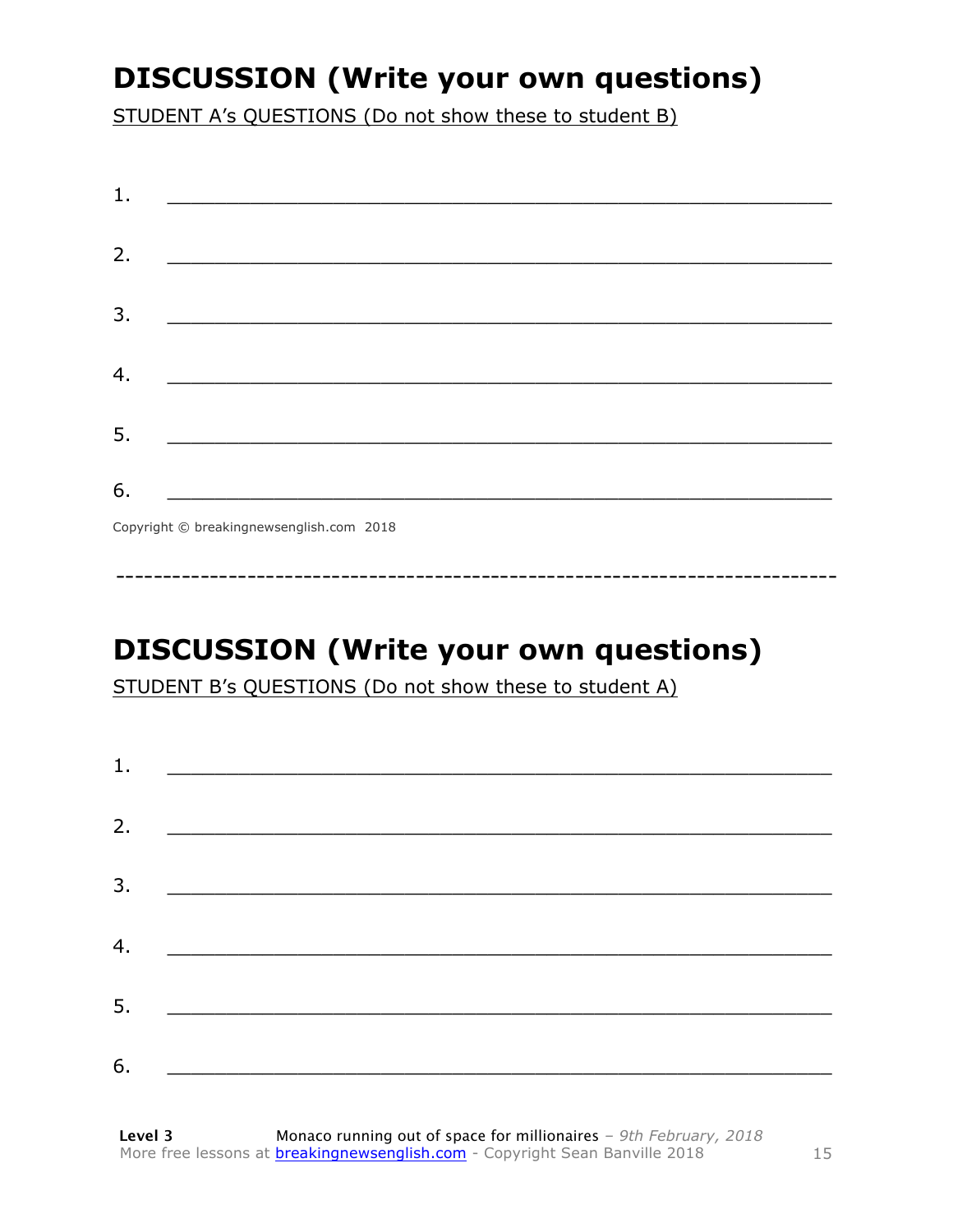# DISCUSSION (Write your own questions)

STUDENT A's QUESTIONS (Do not show these to student B)

1. ___________________________________________________________

2. ___________________________________________________________

3. ___________________________________________________________

4. ___________________________________________________________

5. ___________________________________________________________

6. ___________________________________________________________

Copyright © breakingnewsenglish.com 2018

---

# DISCUSSION (Write your own questions)

STUDENT B's QUESTIONS (Do not show these to student A)

1. ___________________________________________________________

2. ___________________________________________________________

3. ___________________________________________________________

4. ___________________________________________________________

5. ___________________________________________________________

6. ___________________________________________________________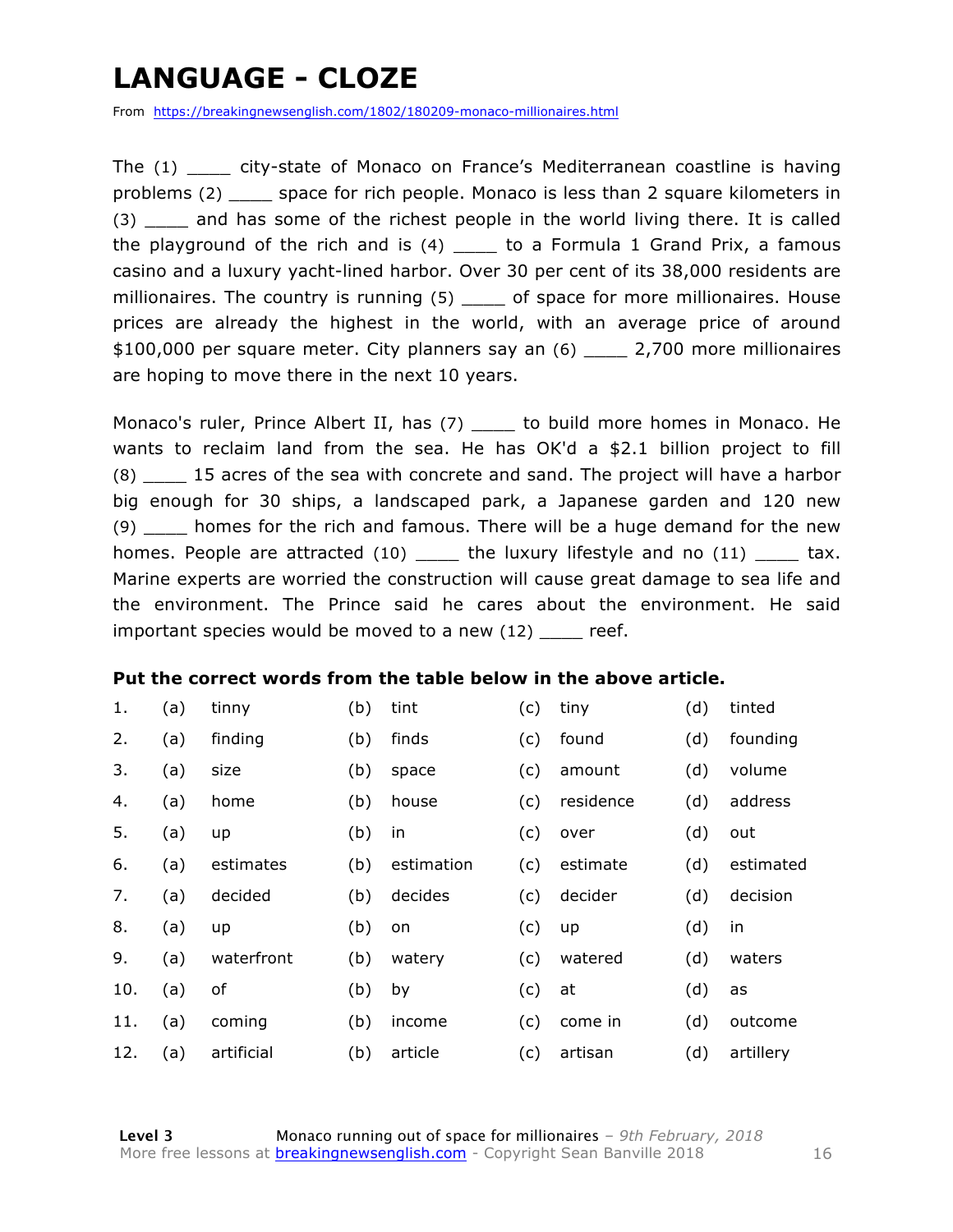# LANGUAGE - CLOZE

From https://breakingnewsenglish.com/1802/180209-monaco-millionaires.html

The (1) ____ city-state of Monaco on France's Mediterranean coastline is having problems (2) ____ space for rich people. Monaco is less than 2 square kilometers in (3) ____ and has some of the richest people in the world living there. It is called the playground of the rich and is (4) ____ to a Formula 1 Grand Prix, a famous casino and a luxury yacht-lined harbor. Over 30 per cent of its 38,000 residents are millionaires. The country is running (5) ____ of space for more millionaires. House prices are already the highest in the world, with an average price of around $100,000 per square meter. City planners say an (6) ____ 2,700 more millionaires are hoping to move there in the next 10 years.

Monaco's ruler, Prince Albert II, has (7) ____ to build more homes in Monaco. He wants to reclaim land from the sea. He has OK'd a $2.1 billion project to fill (8) ____ 15 acres of the sea with concrete and sand. The project will have a harbor big enough for 30 ships, a landscaped park, a Japanese garden and 120 new (9) ____ homes for the rich and famous. There will be a huge demand for the new homes. People are attracted (10) ____ the luxury lifestyle and no (11) ____ tax. Marine experts are worried the construction will cause great damage to sea life and the environment. The Prince said he cares about the environment. He said important species would be moved to a new (12) ____ reef.

**Put the correct words from the table below in the above article.**

| | | | | | | | | |
|---|---|---|---|---|---|---|---|---|
| 1. | (a) | tinny | (b) | tint | (c) | tiny | (d) | tinted |
| 2. | (a) | finding | (b) | finds | (c) | found | (d) | founding |
| 3. | (a) | size | (b) | space | (c) | amount | (d) | volume |
| 4. | (a) | home | (b) | house | (c) | residence | (d) | address |
| 5. | (a) | up | (b) | in | (c) | over | (d) | out |
| 6. | (a) | estimates | (b) | estimation | (c) | estimate | (d) | estimated |
| 7. | (a) | decided | (b) | decides | (c) | decider | (d) | decision |
| 8. | (a) | up | (b) | on | (c) | up | (d) | in |
| 9. | (a) | waterfront | (b) | watery | (c) | watered | (d) | waters |
| 10. | (a) | of | (b) | by | (c) | at | (d) | as |
| 11. | (a) | coming | (b) | income | (c) | come in | (d) | outcome |
| 12. | (a) | artificial | (b) | article | (c) | artisan | (d) | artillery |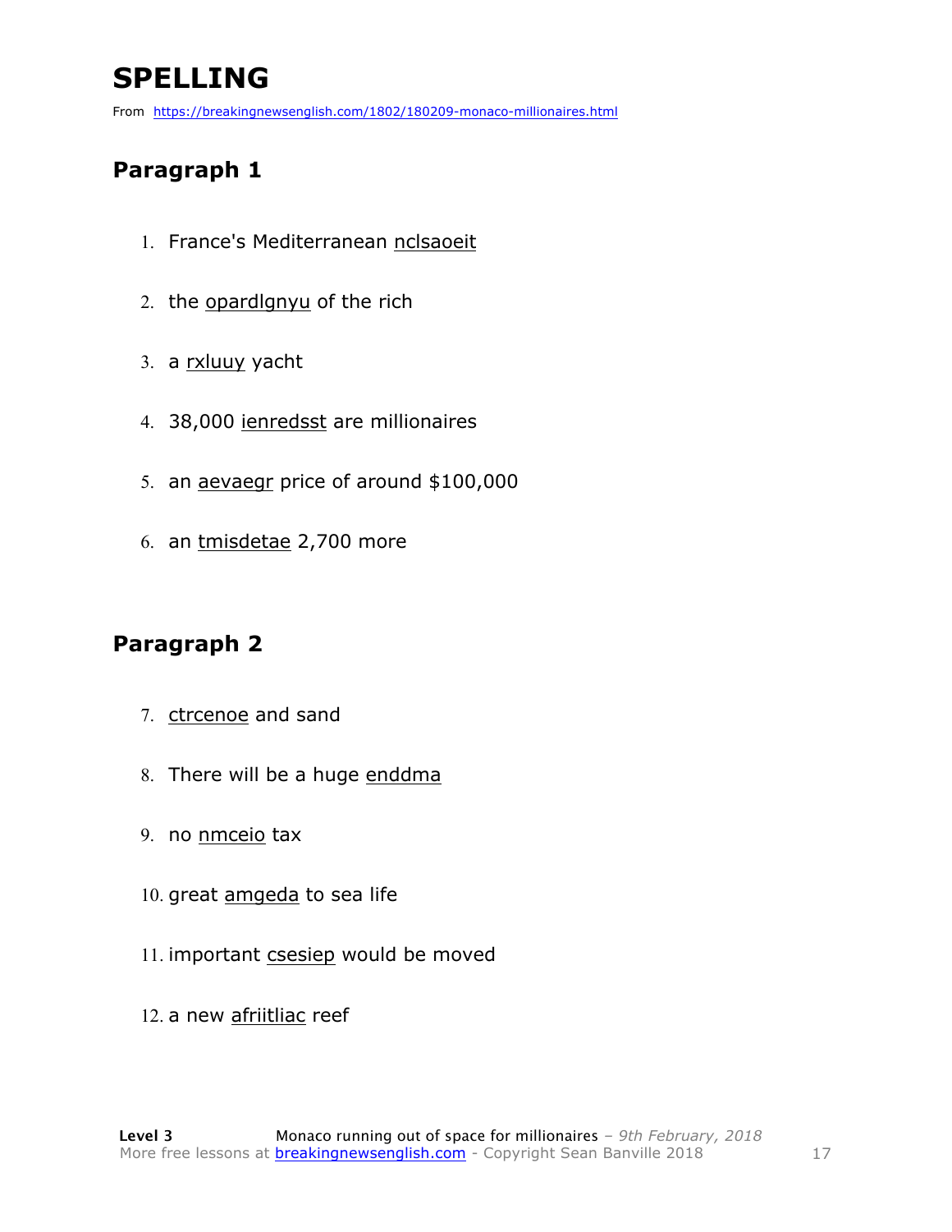# SPELLING

From https://breakingnewsenglish.com/1802/180209-monaco-millionaires.html

## Paragraph 1

1. France's Mediterranean nclsaoeit
2. the opardlgnyu of the rich
3. a rxluuy yacht
4. 38,000 ienredsst are millionaires
5. an aevaegr price of around $100,000
6. an tmisdetae 2,700 more

## Paragraph 2

7. ctrcenoe and sand
8. There will be a huge enddma
9. no nmceio tax
10. great amgeda to sea life
11. important csesiep would be moved
12. a new afriitliac reef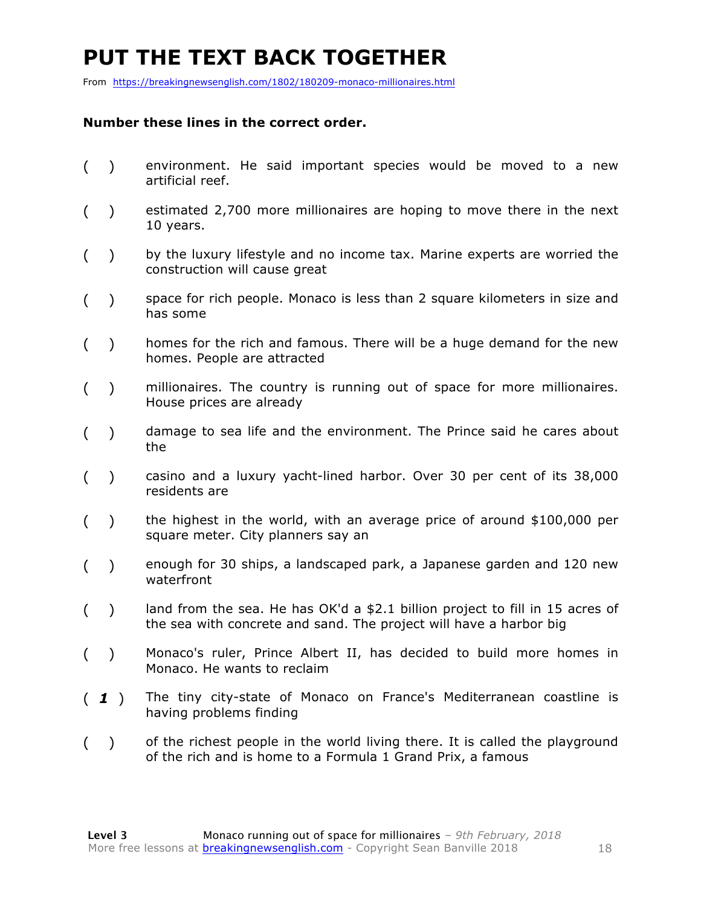# PUT THE TEXT BACK TOGETHER

From https://breakingnewsenglish.com/1802/180209-monaco-millionaires.html

**Number these lines in the correct order.**

( ) environment. He said important species would be moved to a new artificial reef.

( ) estimated 2,700 more millionaires are hoping to move there in the next 10 years.

( ) by the luxury lifestyle and no income tax. Marine experts are worried the construction will cause great

( ) space for rich people. Monaco is less than 2 square kilometers in size and has some

( ) homes for the rich and famous. There will be a huge demand for the new homes. People are attracted

( ) millionaires. The country is running out of space for more millionaires. House prices are already

( ) damage to sea life and the environment. The Prince said he cares about the

( ) casino and a luxury yacht-lined harbor. Over 30 per cent of its 38,000 residents are

( ) the highest in the world, with an average price of around $100,000 per square meter. City planners say an

( ) enough for 30 ships, a landscaped park, a Japanese garden and 120 new waterfront

( ) land from the sea. He has OK'd a $2.1 billion project to fill in 15 acres of the sea with concrete and sand. The project will have a harbor big

( ) Monaco's ruler, Prince Albert II, has decided to build more homes in Monaco. He wants to reclaim

( ***1*** ) The tiny city-state of Monaco on France's Mediterranean coastline is having problems finding

( ) of the richest people in the world living there. It is called the playground of the rich and is home to a Formula 1 Grand Prix, a famous

**Level 3** Monaco running out of space for millionaires – *9th February, 2018*
More free lessons at breakingnewsenglish.com - Copyright Sean Banville 2018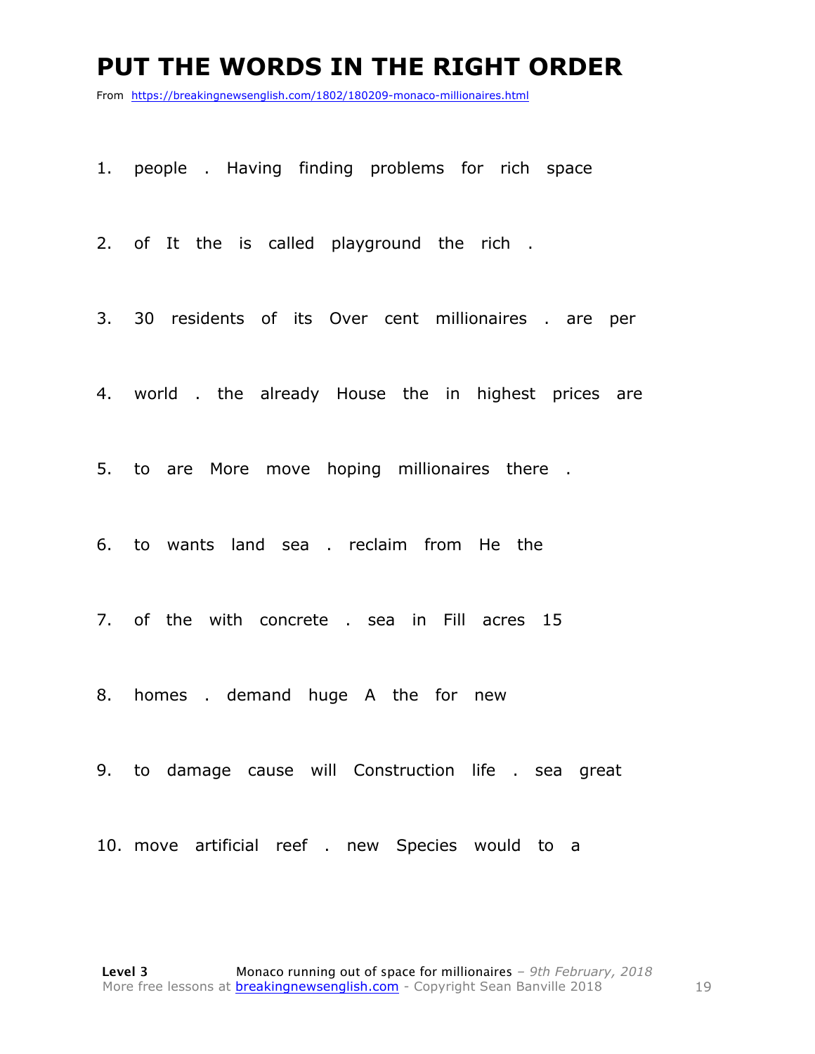# PUT THE WORDS IN THE RIGHT ORDER

From https://breakingnewsenglish.com/1802/180209-monaco-millionaires.html

1. people . Having finding problems for rich space

2. of It the is called playground the rich .

3. 30 residents of its Over cent millionaires . are per

4. world . the already House the in highest prices are

5. to are More move hoping millionaires there .

6. to wants land sea . reclaim from He the

7. of the with concrete . sea in Fill acres 15

8. homes . demand huge A the for new

9. to damage cause will Construction life . sea great

10. move artificial reef . new Species would to a

**Level 3** Monaco running out of space for millionaires – *9th February, 2018*
More free lessons at breakingnewsenglish.com - Copyright Sean Banville 2018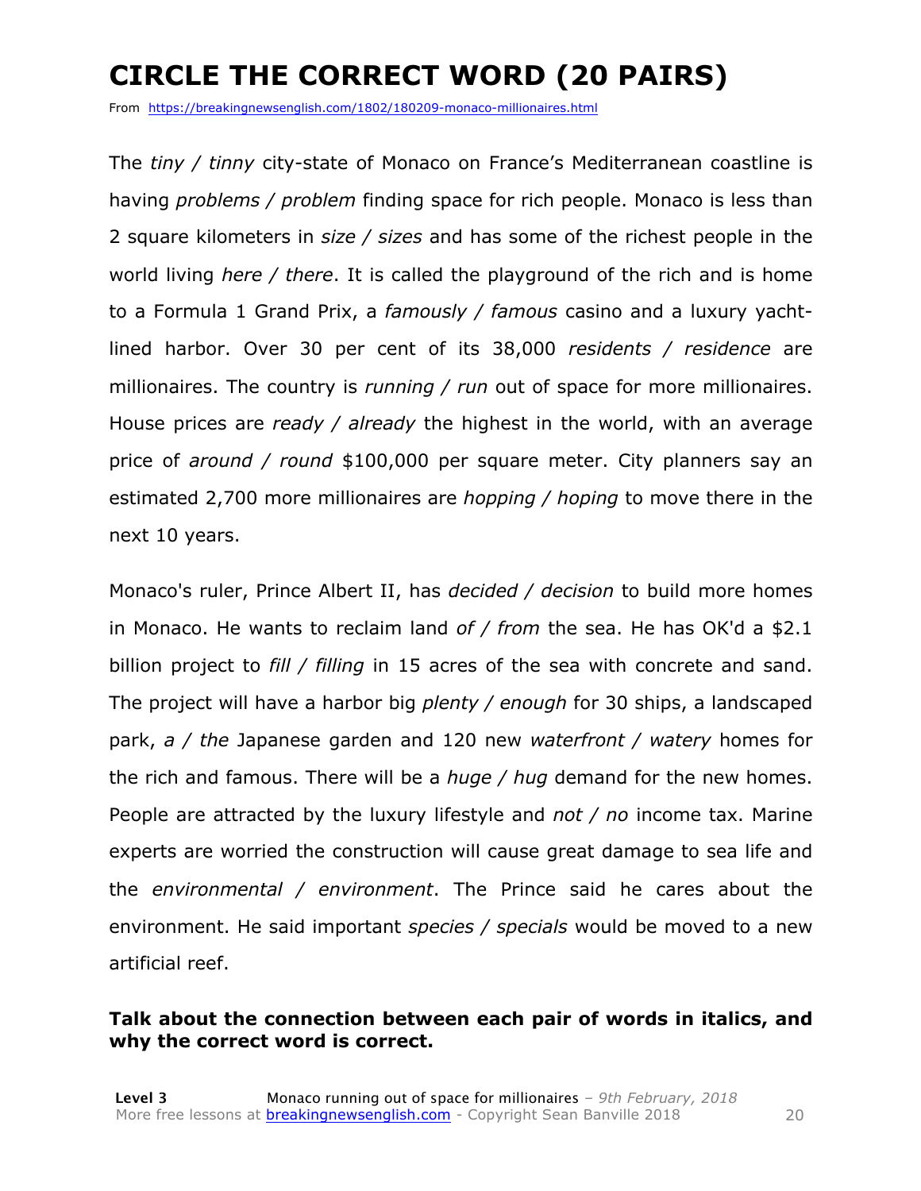# CIRCLE THE CORRECT WORD (20 PAIRS)

From https://breakingnewsenglish.com/1802/180209-monaco-millionaires.html

The *tiny / tinny* city-state of Monaco on France's Mediterranean coastline is having *problems / problem* finding space for rich people. Monaco is less than 2 square kilometers in *size / sizes* and has some of the richest people in the world living *here / there*. It is called the playground of the rich and is home to a Formula 1 Grand Prix, a *famously / famous* casino and a luxury yacht-lined harbor. Over 30 per cent of its 38,000 *residents / residence* are millionaires. The country is *running / run* out of space for more millionaires. House prices are *ready / already* the highest in the world, with an average price of *around / round* $100,000 per square meter. City planners say an estimated 2,700 more millionaires are *hopping / hoping* to move there in the next 10 years.

Monaco's ruler, Prince Albert II, has *decided / decision* to build more homes in Monaco. He wants to reclaim land *of / from* the sea. He has OK'd a $2.1 billion project to *fill / filling* in 15 acres of the sea with concrete and sand. The project will have a harbor big *plenty / enough* for 30 ships, a landscaped park, *a / the* Japanese garden and 120 new *waterfront / watery* homes for the rich and famous. There will be a *huge / hug* demand for the new homes. People are attracted by the luxury lifestyle and *not / no* income tax. Marine experts are worried the construction will cause great damage to sea life and the *environmental / environment*. The Prince said he cares about the environment. He said important *species / specials* would be moved to a new artificial reef.

**Talk about the connection between each pair of words in italics, and why the correct word is correct.**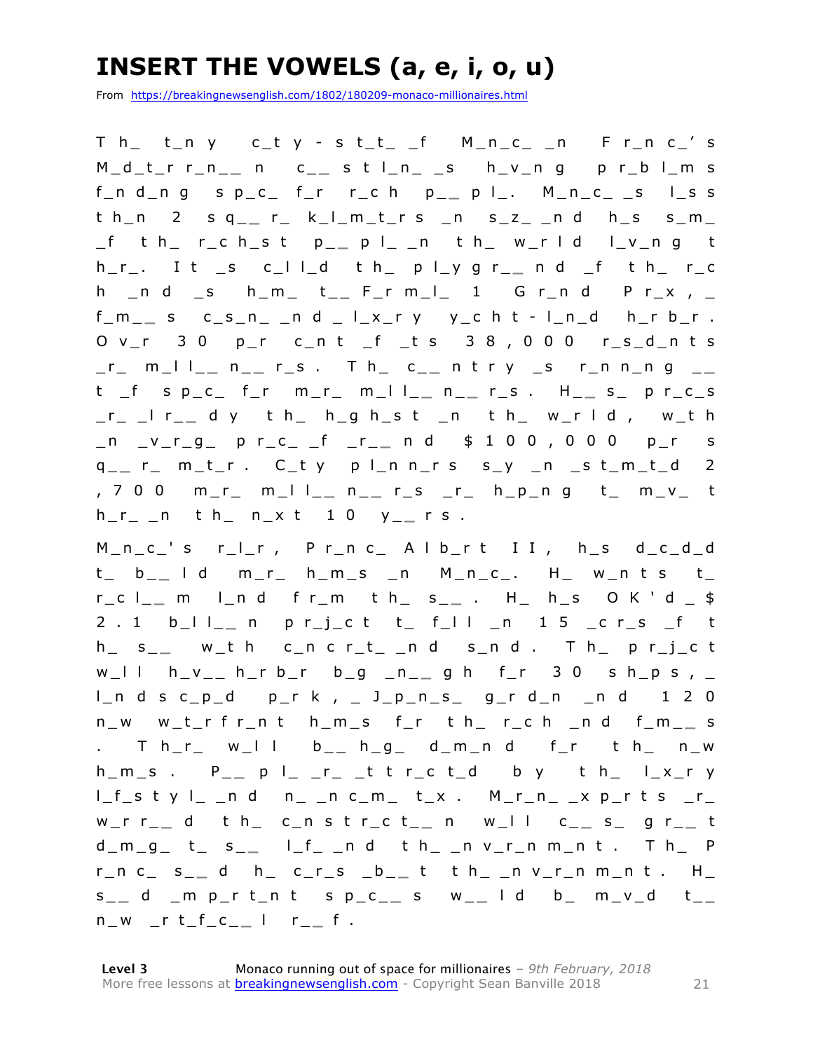# INSERT THE VOWELS (a, e, i, o, u)

From https://breakingnewsenglish.com/1802/180209-monaco-millionaires.html

Th_ t_ny c_ty-st_t_ _f M_n_c_ _n Fr_nc_'s M_d_t_rr_n__n c__stl_n_ _s h_v_ng pr_bl_ms f_nd_ng sp_c_ f_r r_ch p__pl_. M_n_c_ _s l_ss th_n 2 sq__r_ k_l_m_t_rs _n s_z_ _nd h_s s_m_ _f th_ r_ch_st p__pl_ _n th_ w_rld l_v_ng th_r_. It _s c_ll_d th_ pl_ygr__nd _f th_ r_ch _nd _s h_m_ t__ F_rm_l_ 1 Gr_nd Pr_x, _ f_m__s c_s_n_ _nd _ l_x_ry y_cht-l_n_d h_rb_r. Ov_r 30 p_r c_nt _f _ts 38,000 r_s_d_nts _r_ m_ll__n__rs. Th_ c__ntry _s r_nn_ng __t _f sp_c_ f_r m_r_ m_ll__n__rs. H__s_ pr_c_s _r_ _lr__dy th_ h_gh_st _n th_ w_rld, w_th _n _v_r_g_ pr_c_ _f _r__nd $100,000 p_r sq__r_ m_t_r. C_ty pl_nn_rs s_y _n _st_m_t_d 2,700 m_r_ m_ll__n__rs _r_ h_p_ng t_ m_v_ th_r_ _n th_ n_xt 10 y__rs.

M_n_c_'s r_l_r, Pr_nc_ Alb_rt II, h_s d_c_d_d t_ b__ld m_r_ h_m_s _n M_n_c_. H_ w_nts t_ r_cl__m l_nd fr_m th_ s__. H_ h_s OK'd _ $2.1 b_ll__n pr_j_ct t_ f_ll _n 15 _cr_s _f th_ s__ w_th c_ncr_t_ _nd s_nd. Th_ pr_j_ct w_ll h_v__ h_rb_r b_g _n__gh f_r 30 sh_ps, _ l_ndsc_p_d p_rk, _ J_p_n_s_ g_rd_n _nd 120 n_w w_t_rfr_nt h_m_s f_r th_ r_ch _nd f_m__s. Th_r_ w_ll b__ h_g_ d_m_nd f_r th_ n_w h_m_s. P__pl_ _r_ _ttr_ct_d by th_ l_x_ry l_f_styl_ _nd n_ _nc_m_ t_x. M_r_n_ _xp_rts _r_ w_rr__d th_ c_nstr_ct__n w_ll c__s_ gr__t d_m_g_ t_ s__ l_f_ _nd th_ _nv_r_nm_nt. Th_ Pr_nc_ s__d h_ c_r_s _b__t th_ _nv_r_nm_nt. H_ s__d _mp_rt_nt sp_c__s w__ld b_ m_v_d t__ n_w _rt_f_c__l r__f.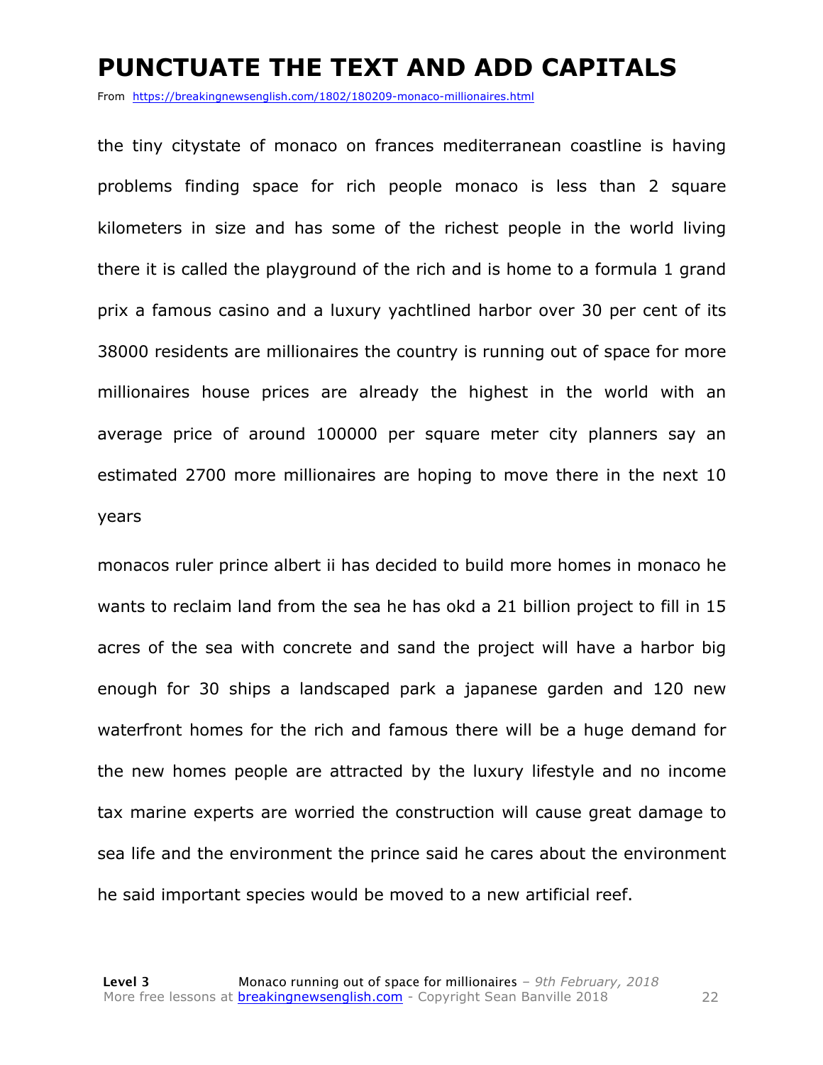# PUNCTUATE THE TEXT AND ADD CAPITALS

From https://breakingnewsenglish.com/1802/180209-monaco-millionaires.html

the tiny citystate of monaco on frances mediterranean coastline is having problems finding space for rich people monaco is less than 2 square kilometers in size and has some of the richest people in the world living there it is called the playground of the rich and is home to a formula 1 grand prix a famous casino and a luxury yachtlined harbor over 30 per cent of its 38000 residents are millionaires the country is running out of space for more millionaires house prices are already the highest in the world with an average price of around 100000 per square meter city planners say an estimated 2700 more millionaires are hoping to move there in the next 10 years

monacos ruler prince albert ii has decided to build more homes in monaco he wants to reclaim land from the sea he has okd a 21 billion project to fill in 15 acres of the sea with concrete and sand the project will have a harbor big enough for 30 ships a landscaped park a japanese garden and 120 new waterfront homes for the rich and famous there will be a huge demand for the new homes people are attracted by the luxury lifestyle and no income tax marine experts are worried the construction will cause great damage to sea life and the environment the prince said he cares about the environment he said important species would be moved to a new artificial reef.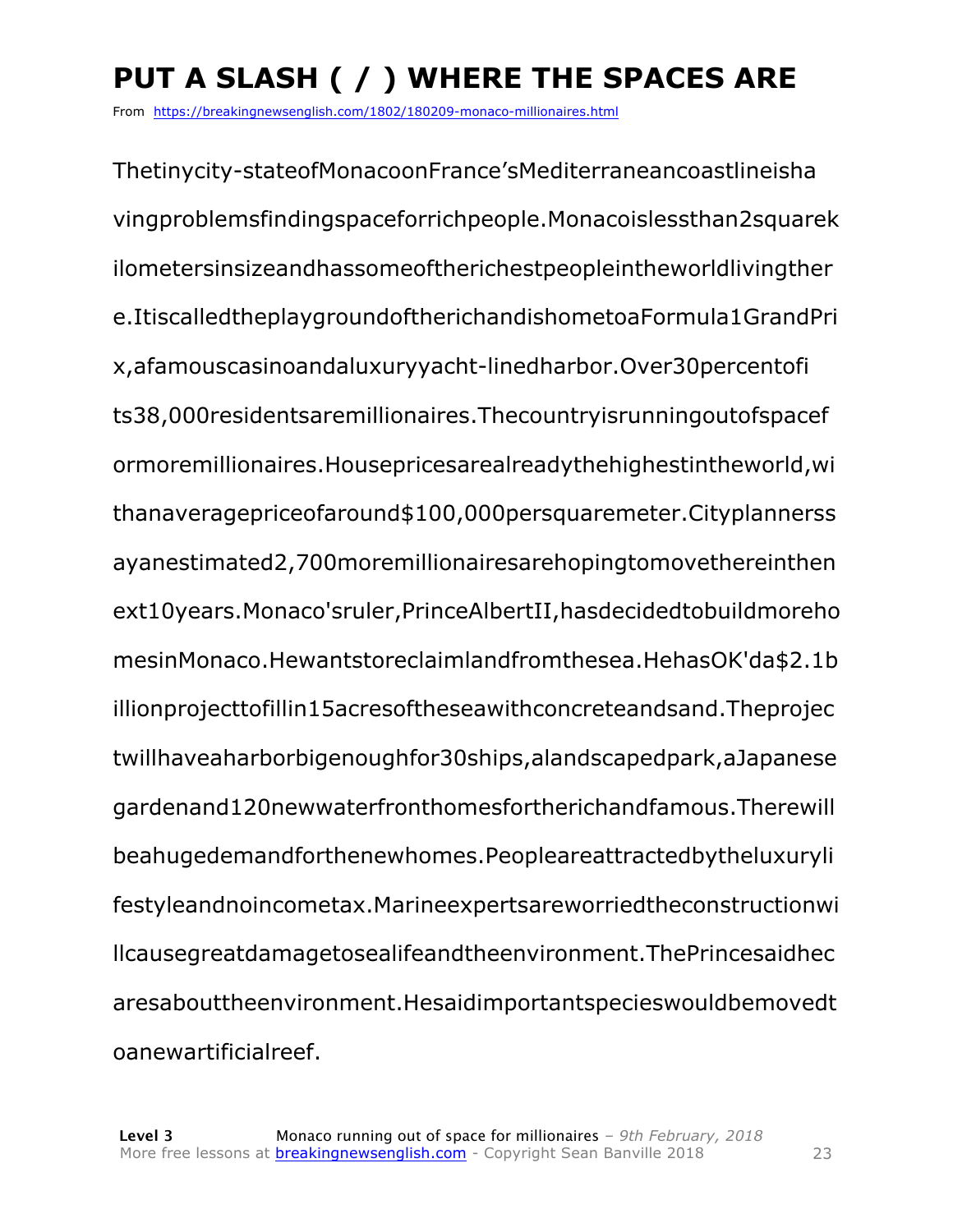# PUT A SLASH ( / ) WHERE THE SPACES ARE

From https://breakingnewsenglish.com/1802/180209-monaco-millionaires.html

Thetinycity-stateofMonacoonFrance'sMediterraneancoastlineisha vingproblemsfindingspaceforrichpeople.Monacoislessthan2squarek ilometersinsizeandhassomeoftherichestpeopleintheworldlivingther e.ItiscalledtheplaygroundoftherichandishometoaFormula1GrandPri x,afamouscasinoandaluxuryyacht-linedharbor.Over30percentofi ts38,000residentsaremillionaires.Thecountryisrunningoutofspacef ormoremillionaires.Housepricesarealreadythehighestintheworld,wi thanaveragepriceofaround$100,000persquaremeter.Cityplannerss ayanestimated2,700moremillionairesarehopingtomovethereinthen ext10years.Monaco'sruler,PrinceAlbertII,hasdecidedtobuildmoreho mesinMonaco.Hewantstoreclaimlandfromthesea.HehasOK'da$2.1b illionprojecttofillin15acresoftheseawithconcreteandsand.Theprojec twillhaveaharborbigenoughfor30ships,alandscapedpark,aJapanese gardenand120newwaterfronthomesfortherichandfamous.Therewill beahugedemandforthenewhomes.Peopleareattractedbytheluxuryli festyleandnoincometax.Marineexpertsareworriedtheconstructionwi llcausegreatdamagetosealifeandtheenvironment.ThePrincesaidhec aresabouttheenvironment.Hesaidimportantspecieswouldbemovedt oanewartificialreef.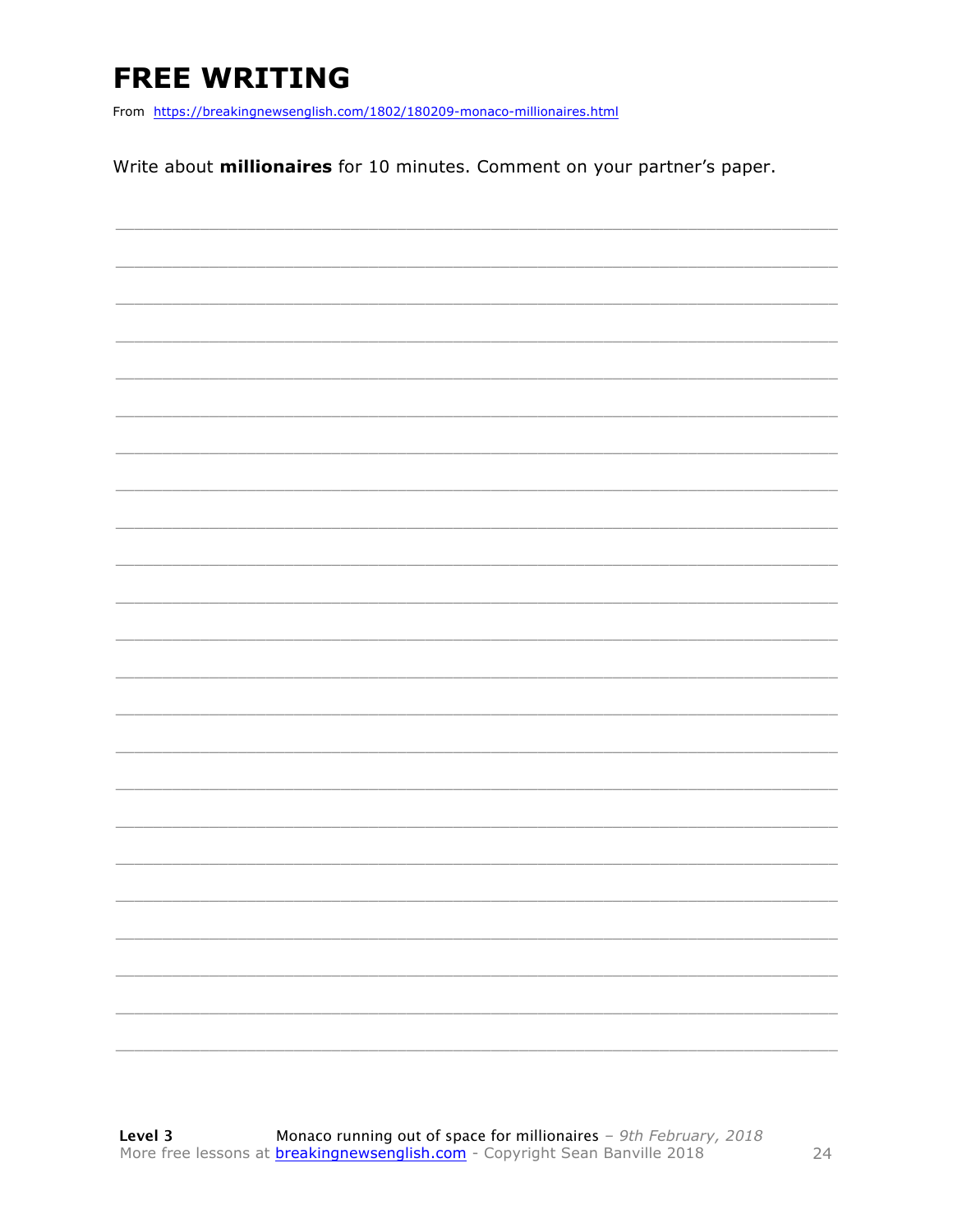# FREE WRITING

From https://breakingnewsenglish.com/1802/180209-monaco-millionaires.html

Write about **millionaires** for 10 minutes. Comment on your partner's paper.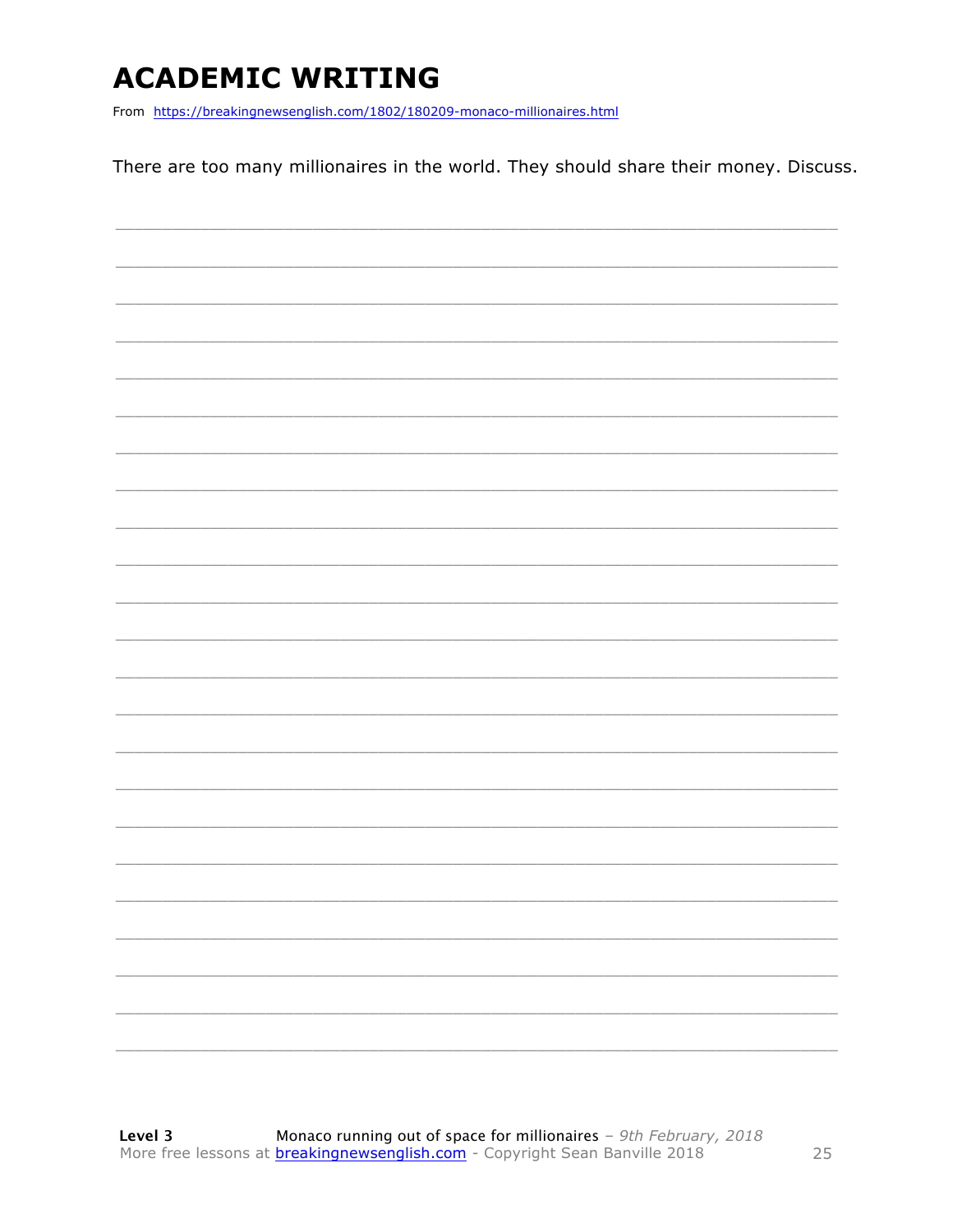# ACADEMIC WRITING

From https://breakingnewsenglish.com/1802/180209-monaco-millionaires.html

There are too many millionaires in the world. They should share their money. Discuss.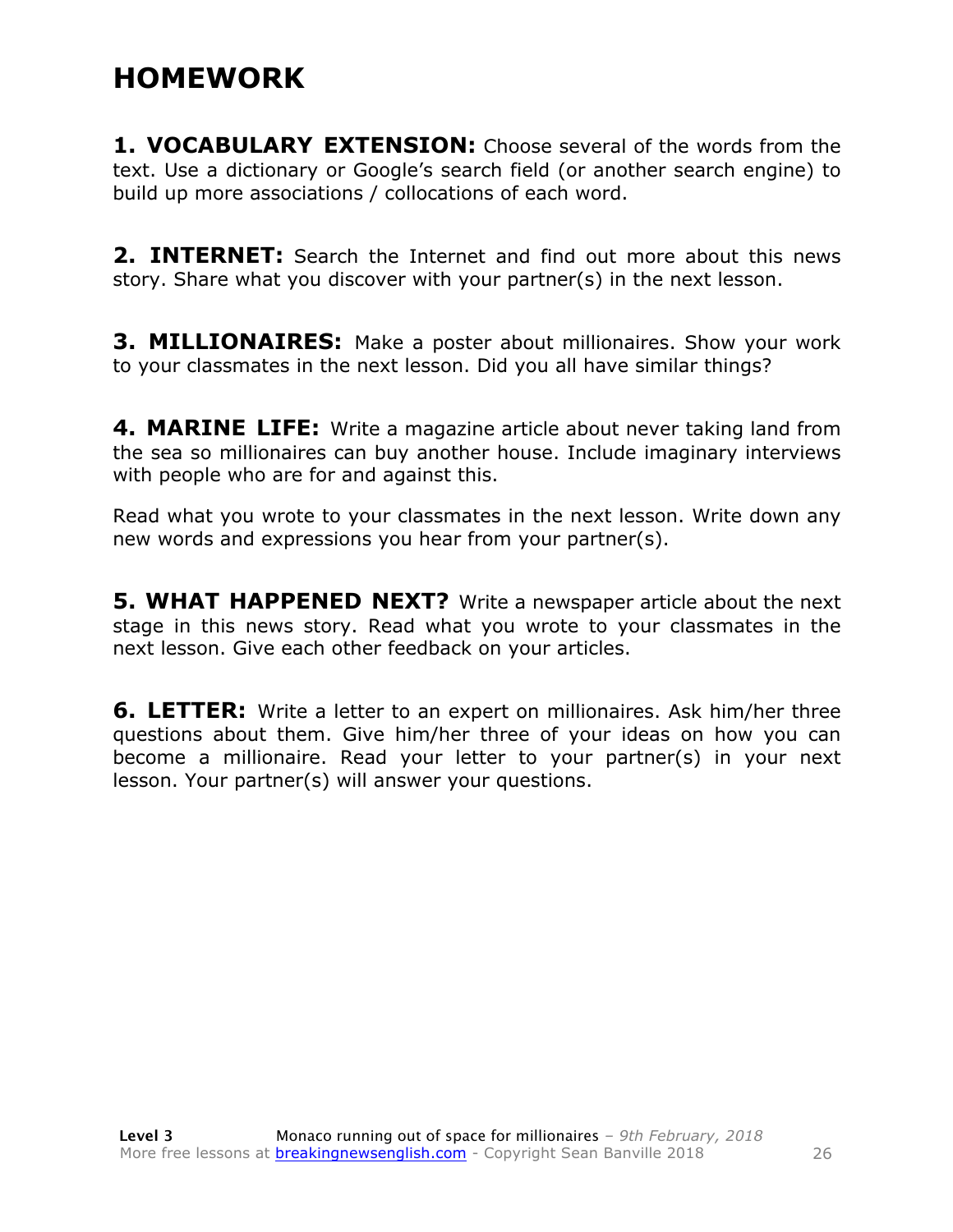# HOMEWORK

**1. VOCABULARY EXTENSION:** Choose several of the words from the text. Use a dictionary or Google's search field (or another search engine) to build up more associations / collocations of each word.

**2. INTERNET:** Search the Internet and find out more about this news story. Share what you discover with your partner(s) in the next lesson.

**3. MILLIONAIRES:** Make a poster about millionaires. Show your work to your classmates in the next lesson. Did you all have similar things?

**4. MARINE LIFE:** Write a magazine article about never taking land from the sea so millionaires can buy another house. Include imaginary interviews with people who are for and against this.

Read what you wrote to your classmates in the next lesson. Write down any new words and expressions you hear from your partner(s).

**5. WHAT HAPPENED NEXT?** Write a newspaper article about the next stage in this news story. Read what you wrote to your classmates in the next lesson. Give each other feedback on your articles.

**6. LETTER:** Write a letter to an expert on millionaires. Ask him/her three questions about them. Give him/her three of your ideas on how you can become a millionaire. Read your letter to your partner(s) in your next lesson. Your partner(s) will answer your questions.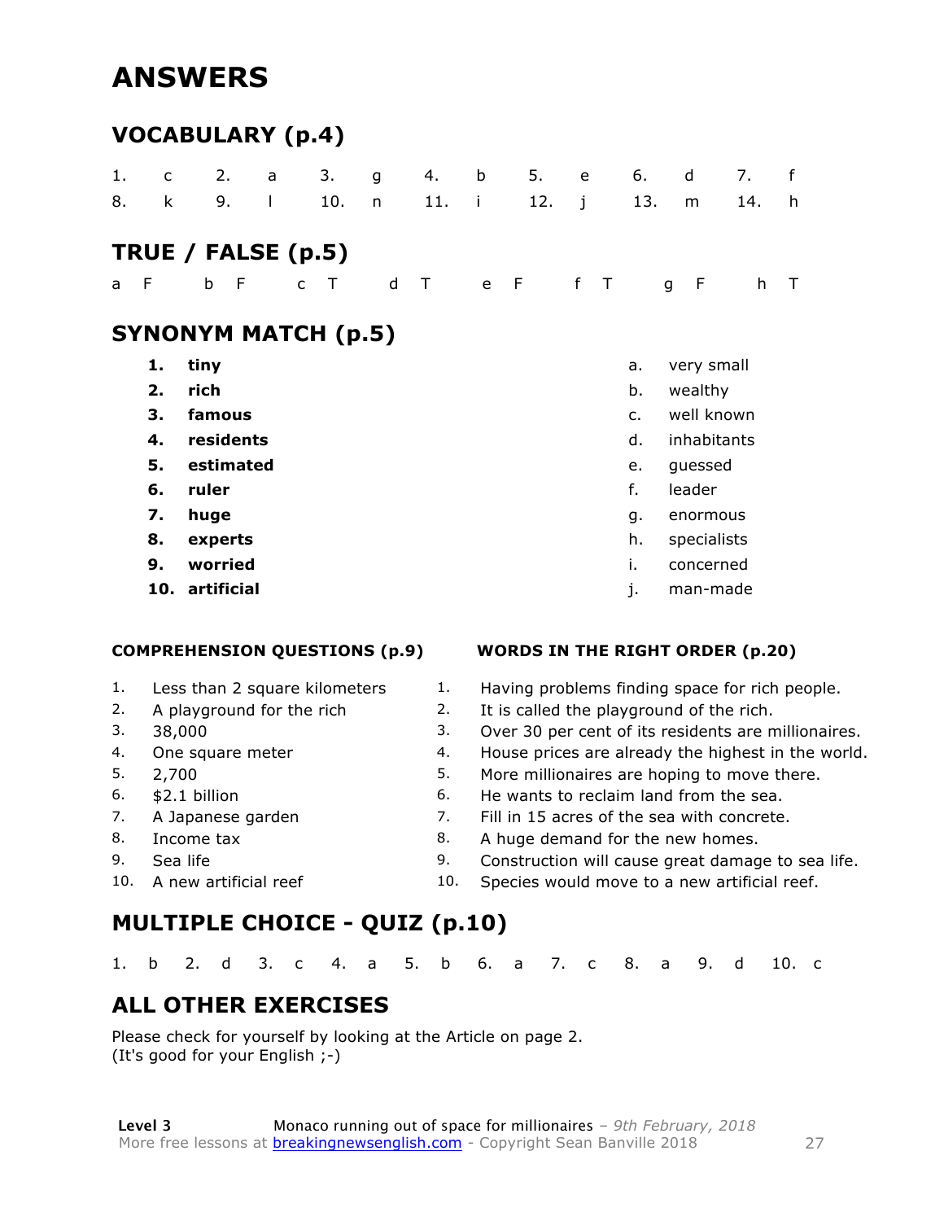# ANSWERS

## VOCABULARY (p.4)

| | | | | | | | | | | | | | |
|---|---|---|---|---|---|---|---|---|---|---|---|---|---|
| 1. | c | 2. | a | 3. | g | 4. | b | 5. | e | 6. | d | 7. | f |
| 8. | k | 9. | l | 10. | n | 11. | i | 12. | j | 13. | m | 14. | h |

## TRUE / FALSE (p.5)

| | | | | | | | | | | | | | | | |
|---|---|---|---|---|---|---|---|---|---|---|---|---|---|---|---|
| a | F | b | F | c | T | d | T | e | F | f | T | g | F | h | T |

## SYNONYM MATCH (p.5)

| | | | |
|---|---|---|---|
| **1.** | **tiny** | a. | very small |
| **2.** | **rich** | b. | wealthy |
| **3.** | **famous** | c. | well known |
| **4.** | **residents** | d. | inhabitants |
| **5.** | **estimated** | e. | guessed |
| **6.** | **ruler** | f. | leader |
| **7.** | **huge** | g. | enormous |
| **8.** | **experts** | h. | specialists |
| **9.** | **worried** | i. | concerned |
| **10.** | **artificial** | j. | man-made |

### COMPREHENSION QUESTIONS (p.9)

1. Less than 2 square kilometers
2. A playground for the rich
3. 38,000
4. One square meter
5. 2,700
6. $2.1 billion
7. A Japanese garden
8. Income tax
9. Sea life
10. A new artificial reef

### WORDS IN THE RIGHT ORDER (p.20)

1. Having problems finding space for rich people.
2. It is called the playground of the rich.
3. Over 30 per cent of its residents are millionaires.
4. House prices are already the highest in the world.
5. More millionaires are hoping to move there.
6. He wants to reclaim land from the sea.
7. Fill in 15 acres of the sea with concrete.
8. A huge demand for the new homes.
9. Construction will cause great damage to sea life.
10. Species would move to a new artificial reef.

## MULTIPLE CHOICE - QUIZ (p.10)

| | | | | | | | | | | | | | | | | | | | |
|---|---|---|---|---|---|---|---|---|---|---|---|---|---|---|---|---|---|---|---|
| 1. | b | 2. | d | 3. | c | 4. | a | 5. | b | 6. | a | 7. | c | 8. | a | 9. | d | 10. | c |

## ALL OTHER EXERCISES

Please check for yourself by looking at the Article on page 2.
(It's good for your English ;-)